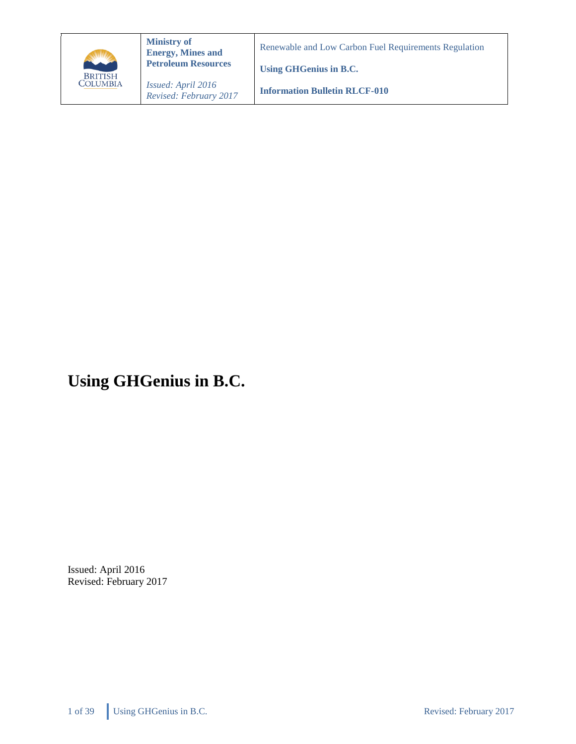| BRITISH COLUMBIA | **Ministry of Energy, Mines and Petroleum Resources**<br><br>*Issued: April 2016*<br>*Revised: February 2017* | Renewable and Low Carbon Fuel Requirements Regulation<br><br>**Using GHGenius in B.C.**<br><br>**Information Bulletin RLCF-010** |
| --- | --- | --- |

# Using GHGenius in B.C.

Issued: April 2016
Revised: February 2017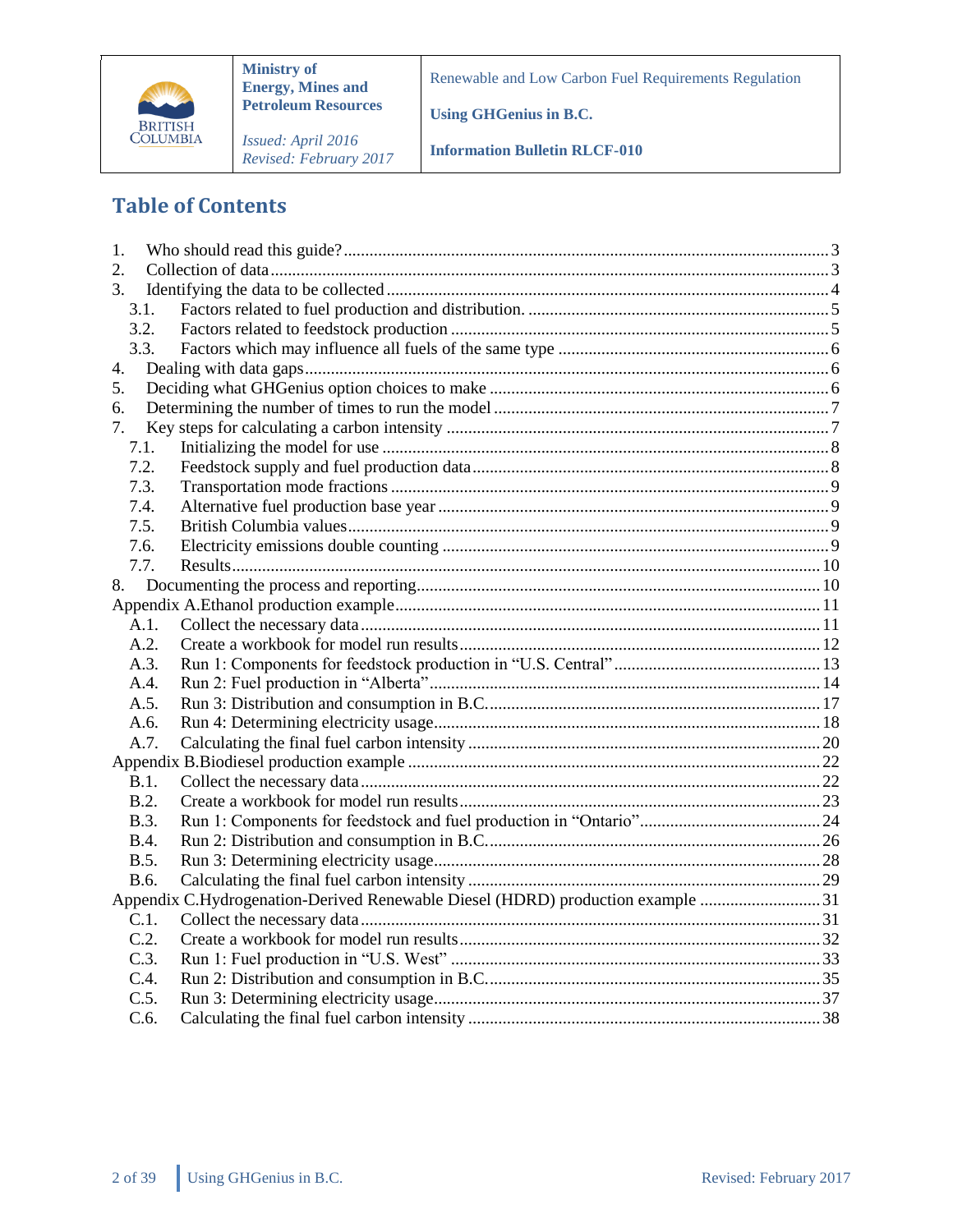| Ministry of Energy, Mines and Petroleum Resources | Renewable and Low Carbon Fuel Requirements Regulation |
|---|---|
| *Issued: April 2016* | **Using GHGenius in B.C.** |
| *Revised: February 2017* | **Information Bulletin RLCF-010** |

## Table of Contents

1. Who should read this guide? ... 3
2. Collection of data ... 3
3. Identifying the data to be collected ... 4
   - 3.1. Factors related to fuel production and distribution. ... 5
   - 3.2. Factors related to feedstock production ... 5
   - 3.3. Factors which may influence all fuels of the same type ... 6
4. Dealing with data gaps ... 6
5. Deciding what GHGenius option choices to make ... 6
6. Determining the number of times to run the model ... 7
7. Key steps for calculating a carbon intensity ... 7
   - 7.1. Initializing the model for use ... 8
   - 7.2. Feedstock supply and fuel production data ... 8
   - 7.3. Transportation mode fractions ... 9
   - 7.4. Alternative fuel production base year ... 9
   - 7.5. British Columbia values ... 9
   - 7.6. Electricity emissions double counting ... 9
   - 7.7. Results ... 10
8. Documenting the process and reporting ... 10

Appendix A. Ethanol production example ... 11
- A.1. Collect the necessary data ... 11
- A.2. Create a workbook for model run results ... 12
- A.3. Run 1: Components for feedstock production in "U.S. Central" ... 13
- A.4. Run 2: Fuel production in "Alberta" ... 14
- A.5. Run 3: Distribution and consumption in B.C. ... 17
- A.6. Run 4: Determining electricity usage ... 18
- A.7. Calculating the final fuel carbon intensity ... 20

Appendix B. Biodiesel production example ... 22
- B.1. Collect the necessary data ... 22
- B.2. Create a workbook for model run results ... 23
- B.3. Run 1: Components for feedstock and fuel production in "Ontario" ... 24
- B.4. Run 2: Distribution and consumption in B.C. ... 26
- B.5. Run 3: Determining electricity usage ... 28
- B.6. Calculating the final fuel carbon intensity ... 29

Appendix C. Hydrogenation-Derived Renewable Diesel (HDRD) production example ... 31
- C.1. Collect the necessary data ... 31
- C.2. Create a workbook for model run results ... 32
- C.3. Run 1: Fuel production in "U.S. West" ... 33
- C.4. Run 2: Distribution and consumption in B.C. ... 35
- C.5. Run 3: Determining electricity usage ... 37
- C.6. Calculating the final fuel carbon intensity ... 38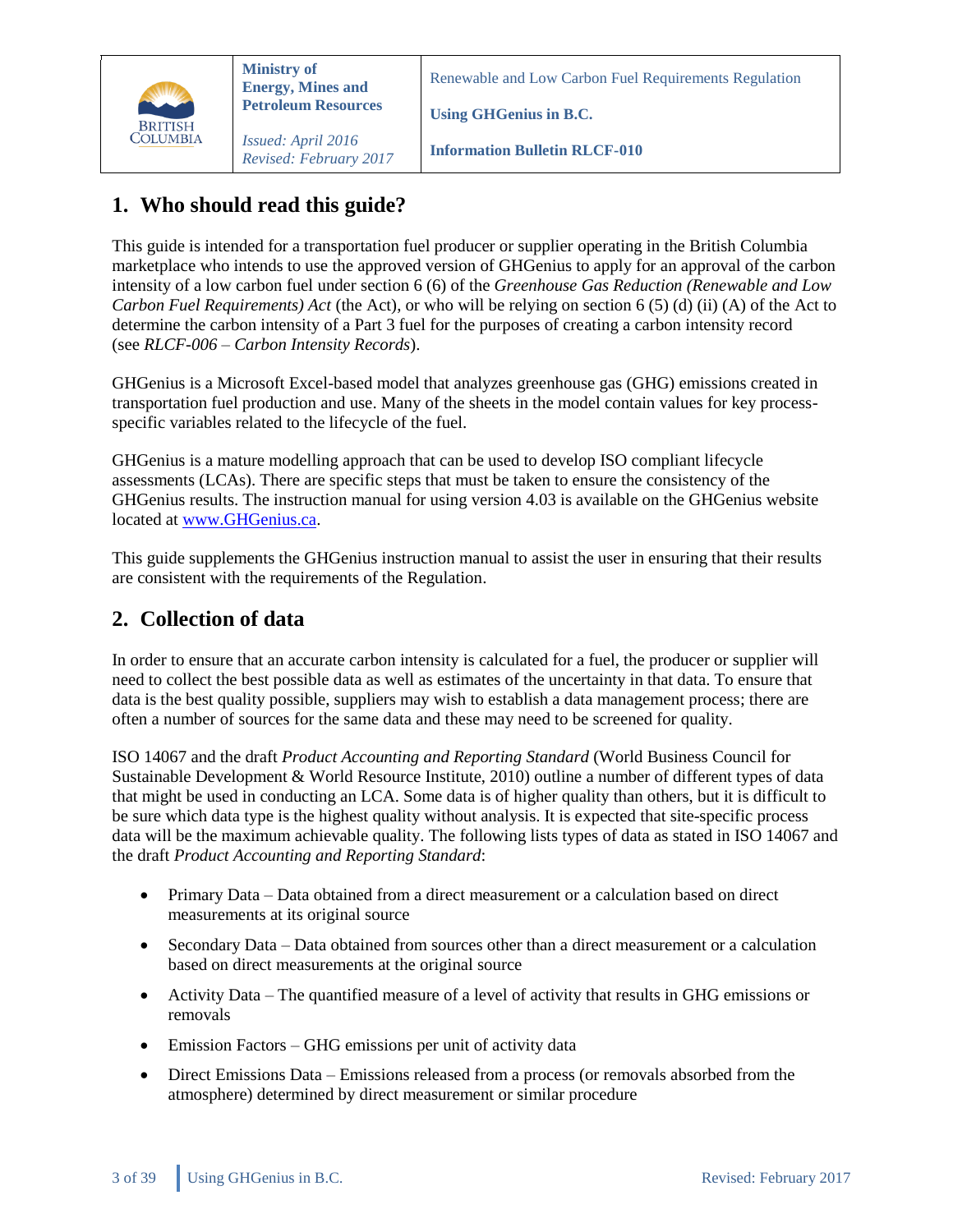| | Ministry of Energy, Mines and Petroleum Resources | Renewable and Low Carbon Fuel Requirements Regulation |
| --- | --- | --- |
| BRITISH COLUMBIA | *Issued: April 2016* | **Using GHGenius in B.C.** |
| | *Revised: February 2017* | **Information Bulletin RLCF-010** |

## 1. Who should read this guide?

This guide is intended for a transportation fuel producer or supplier operating in the British Columbia marketplace who intends to use the approved version of GHGenius to apply for an approval of the carbon intensity of a low carbon fuel under section 6 (6) of the *Greenhouse Gas Reduction (Renewable and Low Carbon Fuel Requirements) Act* (the Act), or who will be relying on section 6 (5) (d) (ii) (A) of the Act to determine the carbon intensity of a Part 3 fuel for the purposes of creating a carbon intensity record (see *RLCF-006 – Carbon Intensity Records*).

GHGenius is a Microsoft Excel-based model that analyzes greenhouse gas (GHG) emissions created in transportation fuel production and use. Many of the sheets in the model contain values for key process-specific variables related to the lifecycle of the fuel.

GHGenius is a mature modelling approach that can be used to develop ISO compliant lifecycle assessments (LCAs). There are specific steps that must be taken to ensure the consistency of the GHGenius results. The instruction manual for using version 4.03 is available on the GHGenius website located at www.GHGenius.ca.

This guide supplements the GHGenius instruction manual to assist the user in ensuring that their results are consistent with the requirements of the Regulation.

## 2. Collection of data

In order to ensure that an accurate carbon intensity is calculated for a fuel, the producer or supplier will need to collect the best possible data as well as estimates of the uncertainty in that data. To ensure that data is the best quality possible, suppliers may wish to establish a data management process; there are often a number of sources for the same data and these may need to be screened for quality.

ISO 14067 and the draft *Product Accounting and Reporting Standard* (World Business Council for Sustainable Development & World Resource Institute, 2010) outline a number of different types of data that might be used in conducting an LCA. Some data is of higher quality than others, but it is difficult to be sure which data type is the highest quality without analysis. It is expected that site-specific process data will be the maximum achievable quality. The following lists types of data as stated in ISO 14067 and the draft *Product Accounting and Reporting Standard*:

- Primary Data – Data obtained from a direct measurement or a calculation based on direct measurements at its original source
- Secondary Data – Data obtained from sources other than a direct measurement or a calculation based on direct measurements at the original source
- Activity Data – The quantified measure of a level of activity that results in GHG emissions or removals
- Emission Factors – GHG emissions per unit of activity data
- Direct Emissions Data – Emissions released from a process (or removals absorbed from the atmosphere) determined by direct measurement or similar procedure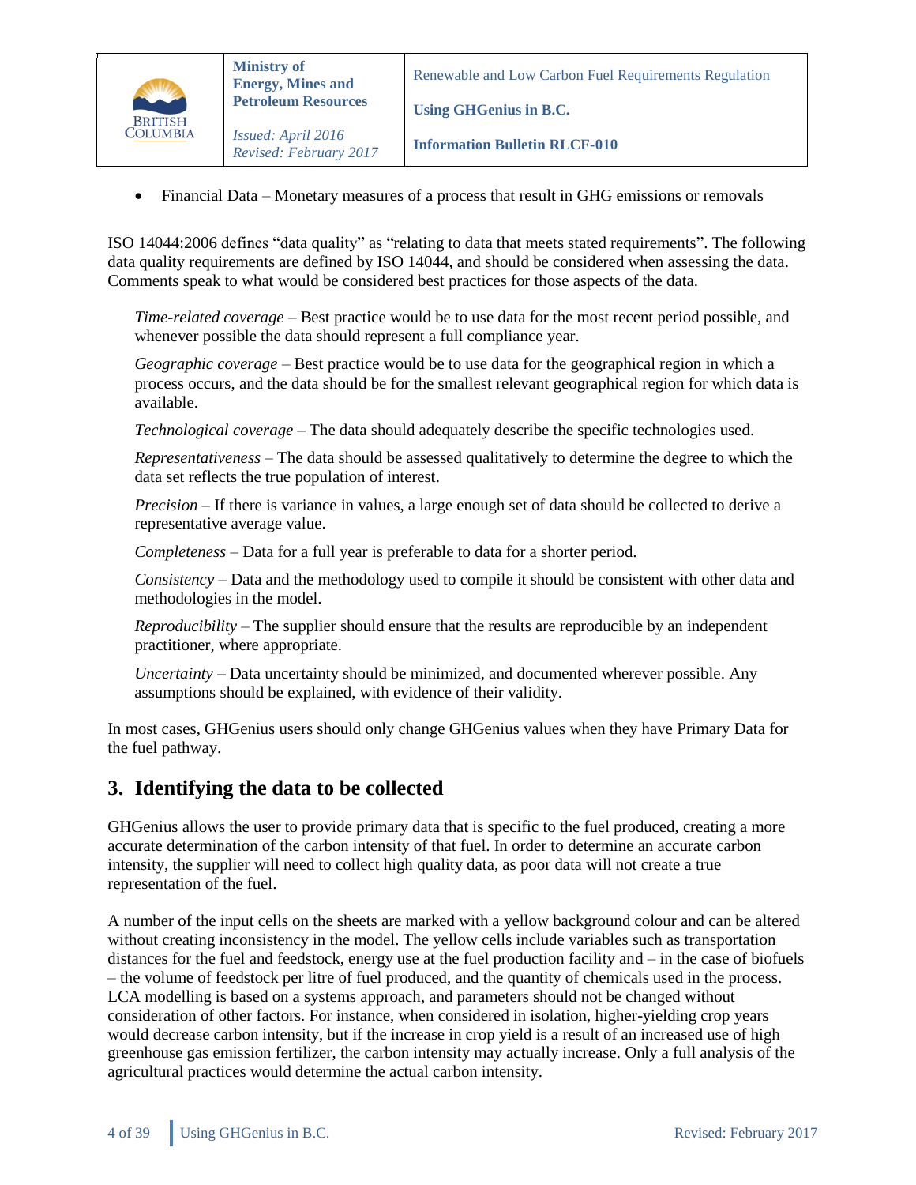- Financial Data – Monetary measures of a process that result in GHG emissions or removals

ISO 14044:2006 defines "data quality" as "relating to data that meets stated requirements". The following data quality requirements are defined by ISO 14044, and should be considered when assessing the data. Comments speak to what would be considered best practices for those aspects of the data.

> *Time-related coverage* – Best practice would be to use data for the most recent period possible, and whenever possible the data should represent a full compliance year.
>
> *Geographic coverage* – Best practice would be to use data for the geographical region in which a process occurs, and the data should be for the smallest relevant geographical region for which data is available.
>
> *Technological coverage* – The data should adequately describe the specific technologies used.
>
> *Representativeness* – The data should be assessed qualitatively to determine the degree to which the data set reflects the true population of interest.
>
> *Precision* – If there is variance in values, a large enough set of data should be collected to derive a representative average value.
>
> *Completeness* – Data for a full year is preferable to data for a shorter period.
>
> *Consistency* – Data and the methodology used to compile it should be consistent with other data and methodologies in the model.
>
> *Reproducibility* – The supplier should ensure that the results are reproducible by an independent practitioner, where appropriate.
>
> *Uncertainty* **–** Data uncertainty should be minimized, and documented wherever possible. Any assumptions should be explained, with evidence of their validity.

In most cases, GHGenius users should only change GHGenius values when they have Primary Data for the fuel pathway.

## 3. Identifying the data to be collected

GHGenius allows the user to provide primary data that is specific to the fuel produced, creating a more accurate determination of the carbon intensity of that fuel. In order to determine an accurate carbon intensity, the supplier will need to collect high quality data, as poor data will not create a true representation of the fuel.

A number of the input cells on the sheets are marked with a yellow background colour and can be altered without creating inconsistency in the model. The yellow cells include variables such as transportation distances for the fuel and feedstock, energy use at the fuel production facility and – in the case of biofuels – the volume of feedstock per litre of fuel produced, and the quantity of chemicals used in the process. LCA modelling is based on a systems approach, and parameters should not be changed without consideration of other factors. For instance, when considered in isolation, higher-yielding crop years would decrease carbon intensity, but if the increase in crop yield is a result of an increased use of high greenhouse gas emission fertilizer, the carbon intensity may actually increase. Only a full analysis of the agricultural practices would determine the actual carbon intensity.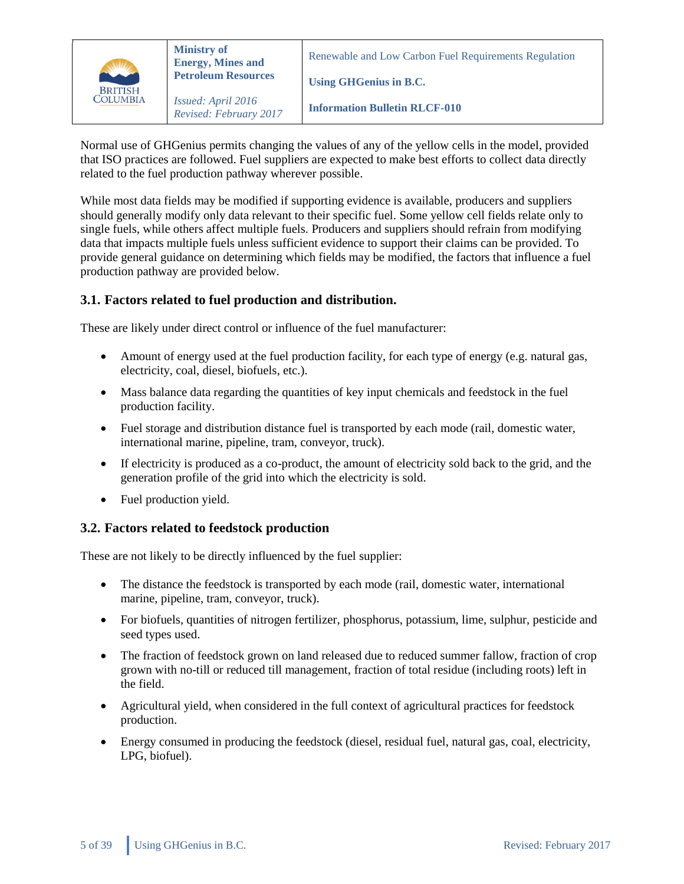Normal use of GHGenius permits changing the values of any of the yellow cells in the model, provided that ISO practices are followed. Fuel suppliers are expected to make best efforts to collect data directly related to the fuel production pathway wherever possible.

While most data fields may be modified if supporting evidence is available, producers and suppliers should generally modify only data relevant to their specific fuel. Some yellow cell fields relate only to single fuels, while others affect multiple fuels. Producers and suppliers should refrain from modifying data that impacts multiple fuels unless sufficient evidence to support their claims can be provided. To provide general guidance on determining which fields may be modified, the factors that influence a fuel production pathway are provided below.

### 3.1. Factors related to fuel production and distribution.

These are likely under direct control or influence of the fuel manufacturer:

- Amount of energy used at the fuel production facility, for each type of energy (e.g. natural gas, electricity, coal, diesel, biofuels, etc.).
- Mass balance data regarding the quantities of key input chemicals and feedstock in the fuel production facility.
- Fuel storage and distribution distance fuel is transported by each mode (rail, domestic water, international marine, pipeline, tram, conveyor, truck).
- If electricity is produced as a co-product, the amount of electricity sold back to the grid, and the generation profile of the grid into which the electricity is sold.
- Fuel production yield.

### 3.2. Factors related to feedstock production

These are not likely to be directly influenced by the fuel supplier:

- The distance the feedstock is transported by each mode (rail, domestic water, international marine, pipeline, tram, conveyor, truck).
- For biofuels, quantities of nitrogen fertilizer, phosphorus, potassium, lime, sulphur, pesticide and seed types used.
- The fraction of feedstock grown on land released due to reduced summer fallow, fraction of crop grown with no-till or reduced till management, fraction of total residue (including roots) left in the field.
- Agricultural yield, when considered in the full context of agricultural practices for feedstock production.
- Energy consumed in producing the feedstock (diesel, residual fuel, natural gas, coal, electricity, LPG, biofuel).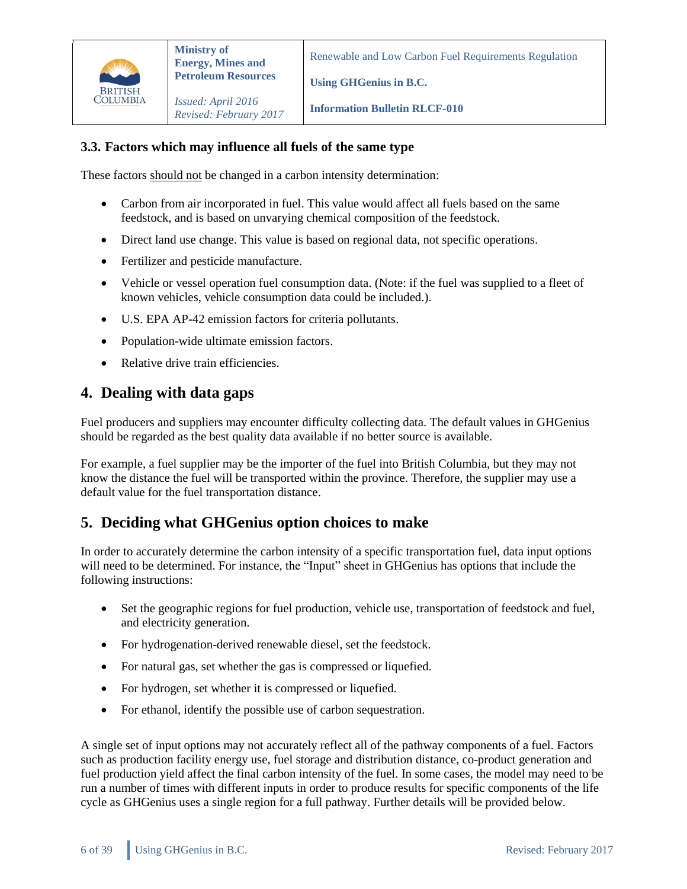### 3.3. Factors which may influence all fuels of the same type

These factors should not be changed in a carbon intensity determination:

- Carbon from air incorporated in fuel. This value would affect all fuels based on the same feedstock, and is based on unvarying chemical composition of the feedstock.
- Direct land use change. This value is based on regional data, not specific operations.
- Fertilizer and pesticide manufacture.
- Vehicle or vessel operation fuel consumption data. (Note: if the fuel was supplied to a fleet of known vehicles, vehicle consumption data could be included.).
- U.S. EPA AP-42 emission factors for criteria pollutants.
- Population-wide ultimate emission factors.
- Relative drive train efficiencies.

## 4. Dealing with data gaps

Fuel producers and suppliers may encounter difficulty collecting data. The default values in GHGenius should be regarded as the best quality data available if no better source is available.

For example, a fuel supplier may be the importer of the fuel into British Columbia, but they may not know the distance the fuel will be transported within the province. Therefore, the supplier may use a default value for the fuel transportation distance.

## 5. Deciding what GHGenius option choices to make

In order to accurately determine the carbon intensity of a specific transportation fuel, data input options will need to be determined. For instance, the "Input" sheet in GHGenius has options that include the following instructions:

- Set the geographic regions for fuel production, vehicle use, transportation of feedstock and fuel, and electricity generation.
- For hydrogenation-derived renewable diesel, set the feedstock.
- For natural gas, set whether the gas is compressed or liquefied.
- For hydrogen, set whether it is compressed or liquefied.
- For ethanol, identify the possible use of carbon sequestration.

A single set of input options may not accurately reflect all of the pathway components of a fuel. Factors such as production facility energy use, fuel storage and distribution distance, co-product generation and fuel production yield affect the final carbon intensity of the fuel. In some cases, the model may need to be run a number of times with different inputs in order to produce results for specific components of the life cycle as GHGenius uses a single region for a full pathway. Further details will be provided below.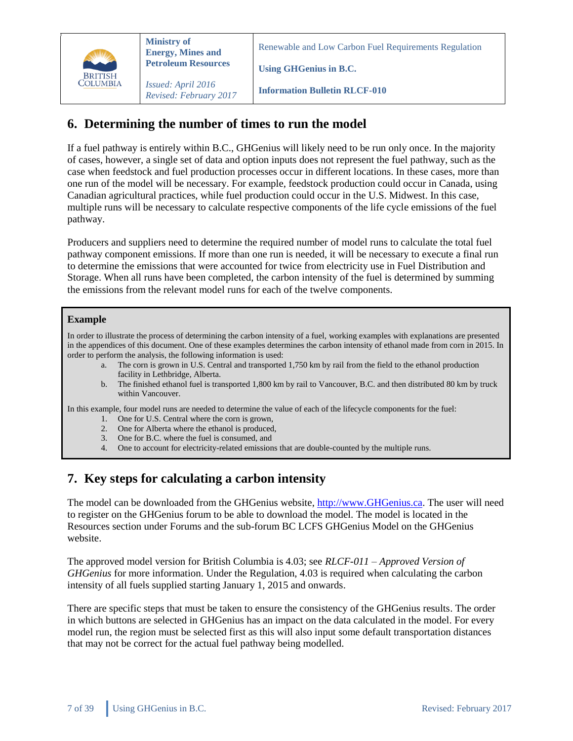## 6. Determining the number of times to run the model

If a fuel pathway is entirely within B.C., GHGenius will likely need to be run only once. In the majority of cases, however, a single set of data and option inputs does not represent the fuel pathway, such as the case when feedstock and fuel production processes occur in different locations. In these cases, more than one run of the model will be necessary. For example, feedstock production could occur in Canada, using Canadian agricultural practices, while fuel production could occur in the U.S. Midwest. In this case, multiple runs will be necessary to calculate respective components of the life cycle emissions of the fuel pathway.

Producers and suppliers need to determine the required number of model runs to calculate the total fuel pathway component emissions. If more than one run is needed, it will be necessary to execute a final run to determine the emissions that were accounted for twice from electricity use in Fuel Distribution and Storage. When all runs have been completed, the carbon intensity of the fuel is determined by summing the emissions from the relevant model runs for each of the twelve components.

> **Example**
>
> In order to illustrate the process of determining the carbon intensity of a fuel, working examples with explanations are presented in the appendices of this document. One of these examples determines the carbon intensity of ethanol made from corn in 2015. In order to perform the analysis, the following information is used:
>
> a. The corn is grown in U.S. Central and transported 1,750 km by rail from the field to the ethanol production facility in Lethbridge, Alberta.
> b. The finished ethanol fuel is transported 1,800 km by rail to Vancouver, B.C. and then distributed 80 km by truck within Vancouver.
>
> In this example, four model runs are needed to determine the value of each of the lifecycle components for the fuel:
>
> 1. One for U.S. Central where the corn is grown,
> 2. One for Alberta where the ethanol is produced,
> 3. One for B.C. where the fuel is consumed, and
> 4. One to account for electricity-related emissions that are double-counted by the multiple runs.

## 7. Key steps for calculating a carbon intensity

The model can be downloaded from the GHGenius website, http://www.GHGenius.ca. The user will need to register on the GHGenius forum to be able to download the model. The model is located in the Resources section under Forums and the sub-forum BC LCFS GHGenius Model on the GHGenius website.

The approved model version for British Columbia is 4.03; see *RLCF-011 – Approved Version of GHGenius* for more information. Under the Regulation, 4.03 is required when calculating the carbon intensity of all fuels supplied starting January 1, 2015 and onwards.

There are specific steps that must be taken to ensure the consistency of the GHGenius results. The order in which buttons are selected in GHGenius has an impact on the data calculated in the model. For every model run, the region must be selected first as this will also input some default transportation distances that may not be correct for the actual fuel pathway being modelled.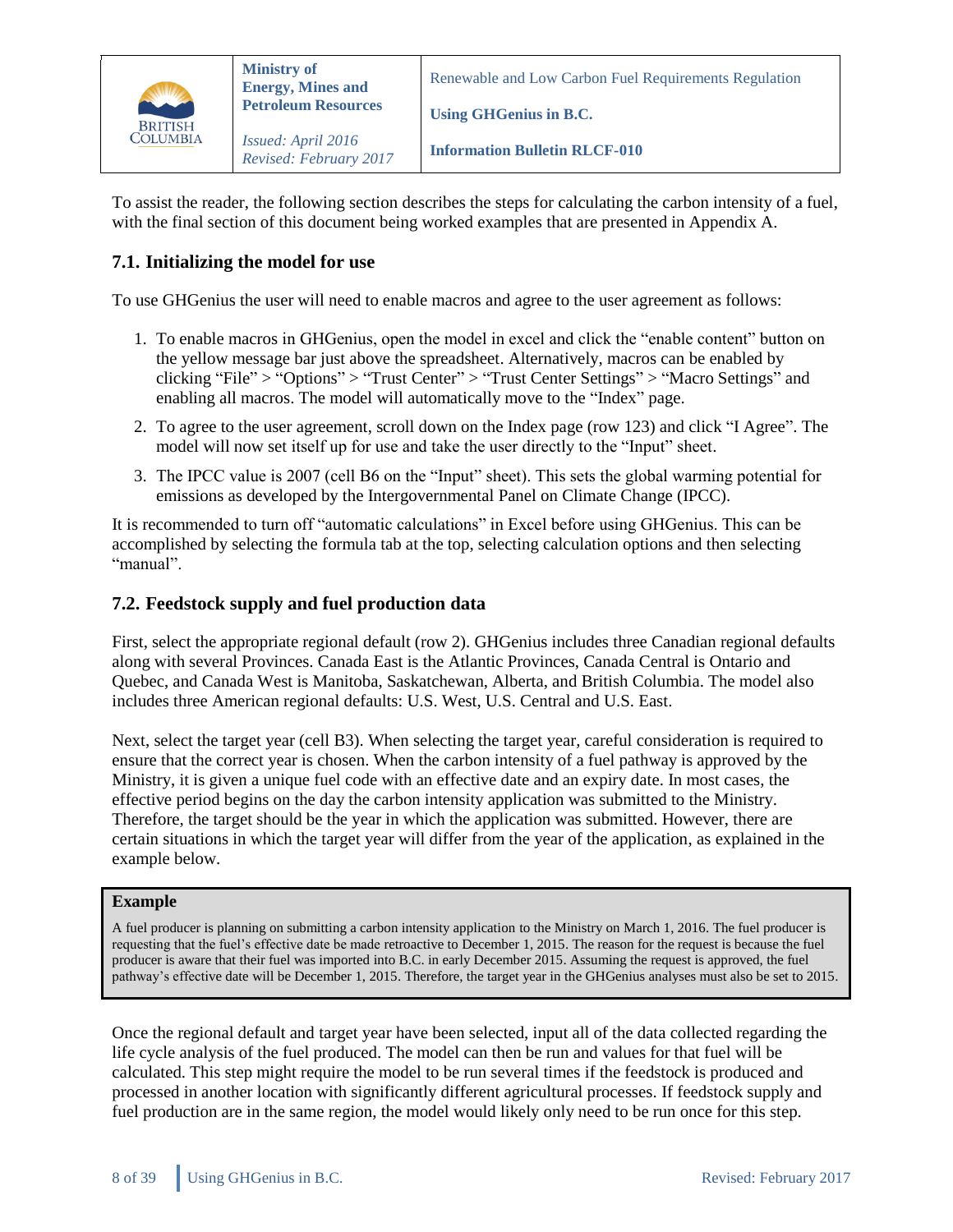To assist the reader, the following section describes the steps for calculating the carbon intensity of a fuel, with the final section of this document being worked examples that are presented in Appendix A.

### 7.1. Initializing the model for use

To use GHGenius the user will need to enable macros and agree to the user agreement as follows:

1. To enable macros in GHGenius, open the model in excel and click the "enable content" button on the yellow message bar just above the spreadsheet. Alternatively, macros can be enabled by clicking "File" > "Options" > "Trust Center" > "Trust Center Settings" > "Macro Settings" and enabling all macros. The model will automatically move to the "Index" page.
2. To agree to the user agreement, scroll down on the Index page (row 123) and click "I Agree". The model will now set itself up for use and take the user directly to the "Input" sheet.
3. The IPCC value is 2007 (cell B6 on the "Input" sheet). This sets the global warming potential for emissions as developed by the Intergovernmental Panel on Climate Change (IPCC).

It is recommended to turn off "automatic calculations" in Excel before using GHGenius. This can be accomplished by selecting the formula tab at the top, selecting calculation options and then selecting "manual".

### 7.2. Feedstock supply and fuel production data

First, select the appropriate regional default (row 2). GHGenius includes three Canadian regional defaults along with several Provinces. Canada East is the Atlantic Provinces, Canada Central is Ontario and Quebec, and Canada West is Manitoba, Saskatchewan, Alberta, and British Columbia. The model also includes three American regional defaults: U.S. West, U.S. Central and U.S. East.

Next, select the target year (cell B3). When selecting the target year, careful consideration is required to ensure that the correct year is chosen. When the carbon intensity of a fuel pathway is approved by the Ministry, it is given a unique fuel code with an effective date and an expiry date. In most cases, the effective period begins on the day the carbon intensity application was submitted to the Ministry. Therefore, the target should be the year in which the application was submitted. However, there are certain situations in which the target year will differ from the year of the application, as explained in the example below.

> **Example**
>
> A fuel producer is planning on submitting a carbon intensity application to the Ministry on March 1, 2016. The fuel producer is requesting that the fuel's effective date be made retroactive to December 1, 2015. The reason for the request is because the fuel producer is aware that their fuel was imported into B.C. in early December 2015. Assuming the request is approved, the fuel pathway's effective date will be December 1, 2015. Therefore, the target year in the GHGenius analyses must also be set to 2015.

Once the regional default and target year have been selected, input all of the data collected regarding the life cycle analysis of the fuel produced. The model can then be run and values for that fuel will be calculated. This step might require the model to be run several times if the feedstock is produced and processed in another location with significantly different agricultural processes. If feedstock supply and fuel production are in the same region, the model would likely only need to be run once for this step.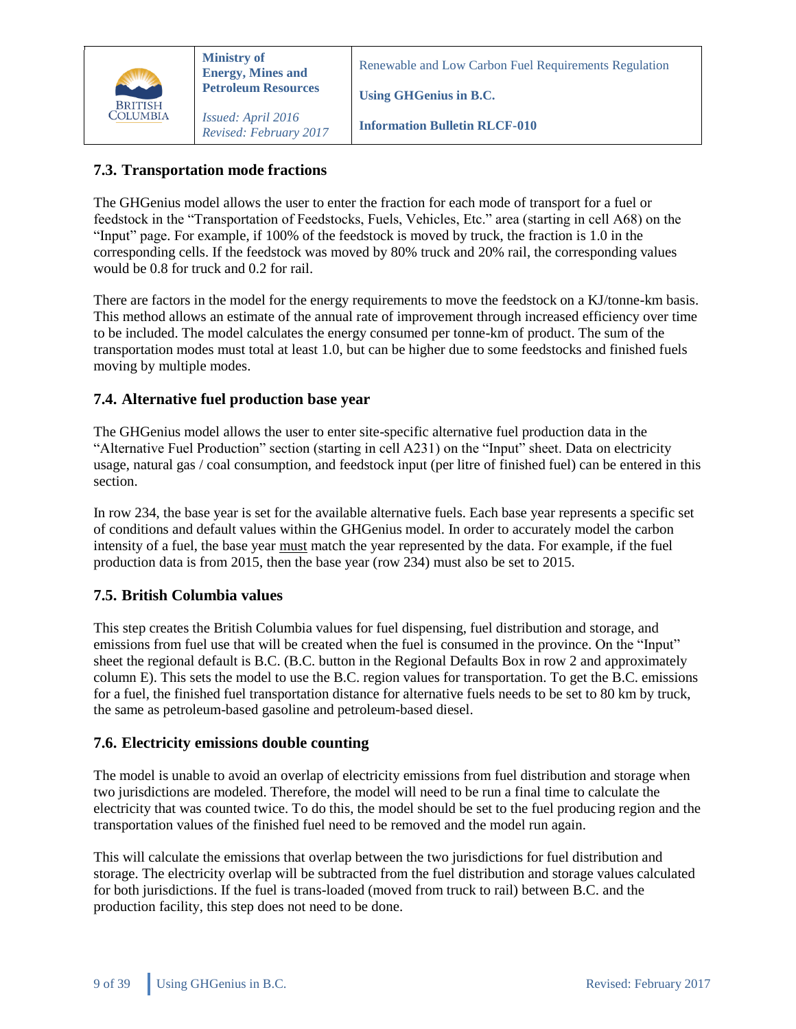## 7.3. Transportation mode fractions

The GHGenius model allows the user to enter the fraction for each mode of transport for a fuel or feedstock in the "Transportation of Feedstocks, Fuels, Vehicles, Etc." area (starting in cell A68) on the "Input" page. For example, if 100% of the feedstock is moved by truck, the fraction is 1.0 in the corresponding cells. If the feedstock was moved by 80% truck and 20% rail, the corresponding values would be 0.8 for truck and 0.2 for rail.

There are factors in the model for the energy requirements to move the feedstock on a KJ/tonne-km basis. This method allows an estimate of the annual rate of improvement through increased efficiency over time to be included. The model calculates the energy consumed per tonne-km of product. The sum of the transportation modes must total at least 1.0, but can be higher due to some feedstocks and finished fuels moving by multiple modes.

## 7.4. Alternative fuel production base year

The GHGenius model allows the user to enter site-specific alternative fuel production data in the "Alternative Fuel Production" section (starting in cell A231) on the "Input" sheet. Data on electricity usage, natural gas / coal consumption, and feedstock input (per litre of finished fuel) can be entered in this section.

In row 234, the base year is set for the available alternative fuels. Each base year represents a specific set of conditions and default values within the GHGenius model. In order to accurately model the carbon intensity of a fuel, the base year <u>must</u> match the year represented by the data. For example, if the fuel production data is from 2015, then the base year (row 234) must also be set to 2015.

## 7.5. British Columbia values

This step creates the British Columbia values for fuel dispensing, fuel distribution and storage, and emissions from fuel use that will be created when the fuel is consumed in the province. On the "Input" sheet the regional default is B.C. (B.C. button in the Regional Defaults Box in row 2 and approximately column E). This sets the model to use the B.C. region values for transportation. To get the B.C. emissions for a fuel, the finished fuel transportation distance for alternative fuels needs to be set to 80 km by truck, the same as petroleum-based gasoline and petroleum-based diesel.

## 7.6. Electricity emissions double counting

The model is unable to avoid an overlap of electricity emissions from fuel distribution and storage when two jurisdictions are modeled. Therefore, the model will need to be run a final time to calculate the electricity that was counted twice. To do this, the model should be set to the fuel producing region and the transportation values of the finished fuel need to be removed and the model run again.

This will calculate the emissions that overlap between the two jurisdictions for fuel distribution and storage. The electricity overlap will be subtracted from the fuel distribution and storage values calculated for both jurisdictions. If the fuel is trans-loaded (moved from truck to rail) between B.C. and the production facility, this step does not need to be done.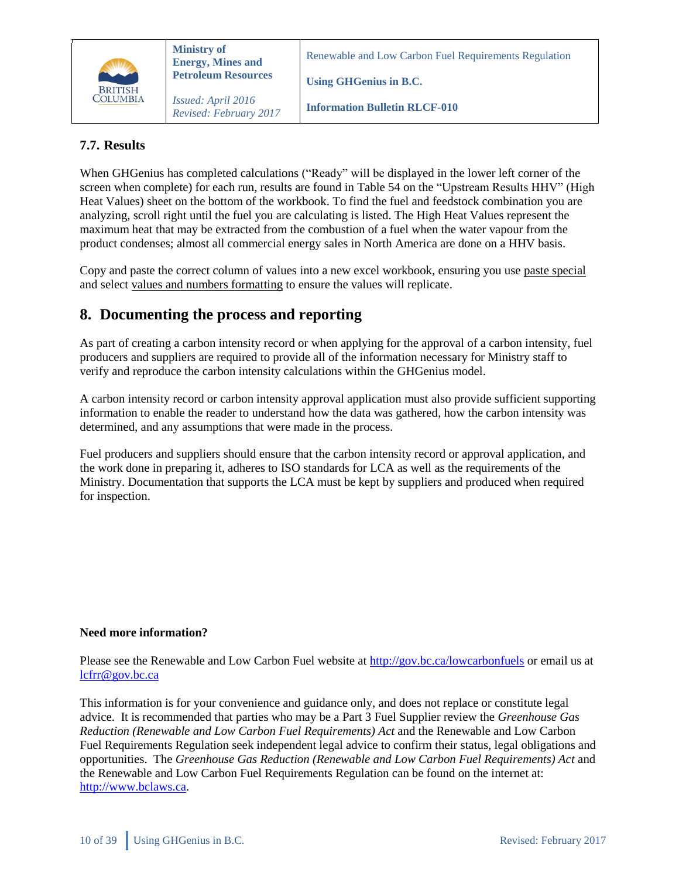### 7.7. Results

When GHGenius has completed calculations ("Ready" will be displayed in the lower left corner of the screen when complete) for each run, results are found in Table 54 on the "Upstream Results HHV" (High Heat Values) sheet on the bottom of the workbook. To find the fuel and feedstock combination you are analyzing, scroll right until the fuel you are calculating is listed. The High Heat Values represent the maximum heat that may be extracted from the combustion of a fuel when the water vapour from the product condenses; almost all commercial energy sales in North America are done on a HHV basis.

Copy and paste the correct column of values into a new excel workbook, ensuring you use paste special and select values and numbers formatting to ensure the values will replicate.

## 8. Documenting the process and reporting

As part of creating a carbon intensity record or when applying for the approval of a carbon intensity, fuel producers and suppliers are required to provide all of the information necessary for Ministry staff to verify and reproduce the carbon intensity calculations within the GHGenius model.

A carbon intensity record or carbon intensity approval application must also provide sufficient supporting information to enable the reader to understand how the data was gathered, how the carbon intensity was determined, and any assumptions that were made in the process.

Fuel producers and suppliers should ensure that the carbon intensity record or approval application, and the work done in preparing it, adheres to ISO standards for LCA as well as the requirements of the Ministry. Documentation that supports the LCA must be kept by suppliers and produced when required for inspection.

**Need more information?**

Please see the Renewable and Low Carbon Fuel website at http://gov.bc.ca/lowcarbonfuels or email us at lcfrr@gov.bc.ca

This information is for your convenience and guidance only, and does not replace or constitute legal advice. It is recommended that parties who may be a Part 3 Fuel Supplier review the *Greenhouse Gas Reduction (Renewable and Low Carbon Fuel Requirements) Act* and the Renewable and Low Carbon Fuel Requirements Regulation seek independent legal advice to confirm their status, legal obligations and opportunities. The *Greenhouse Gas Reduction (Renewable and Low Carbon Fuel Requirements) Act* and the Renewable and Low Carbon Fuel Requirements Regulation can be found on the internet at: http://www.bclaws.ca.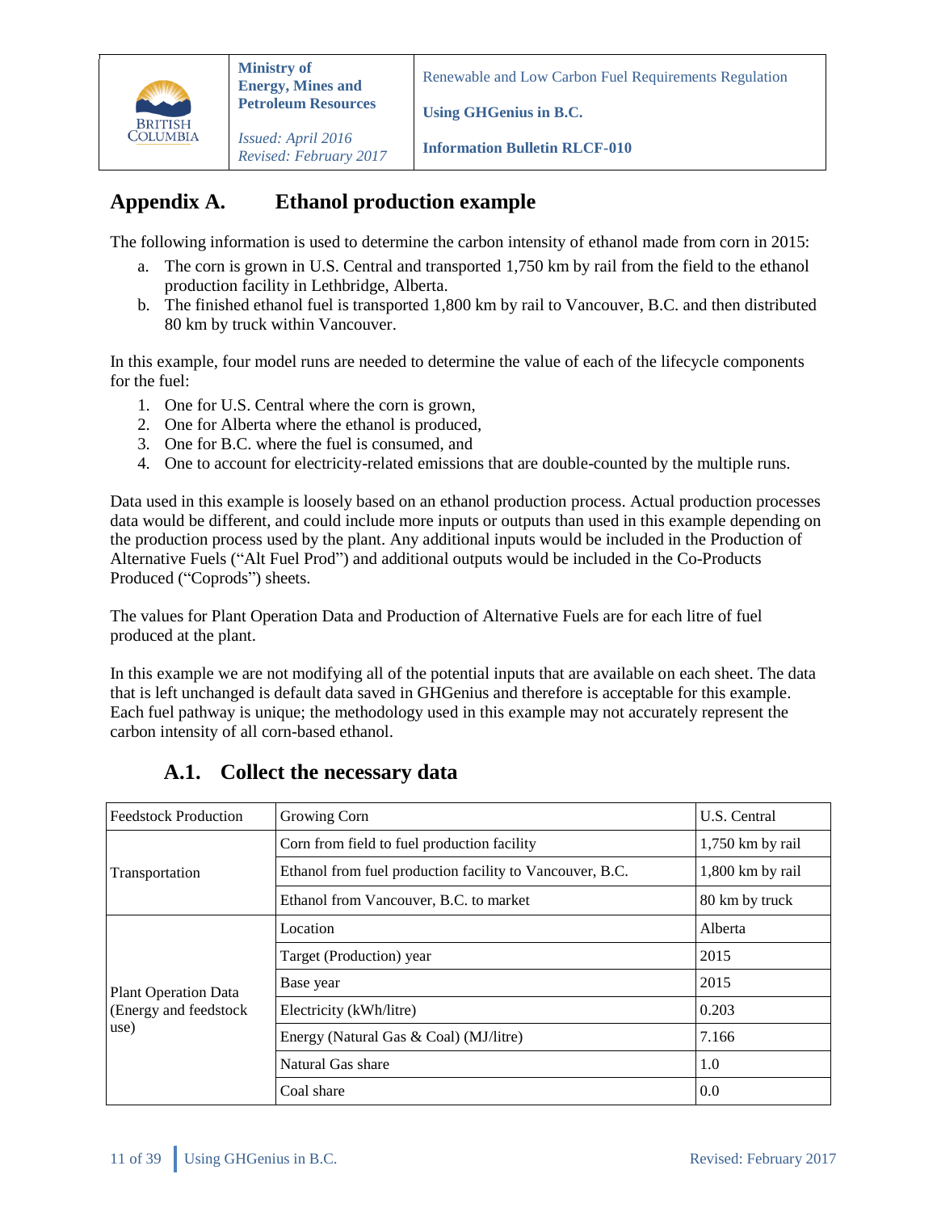## Appendix A. Ethanol production example

The following information is used to determine the carbon intensity of ethanol made from corn in 2015:

a. The corn is grown in U.S. Central and transported 1,750 km by rail from the field to the ethanol production facility in Lethbridge, Alberta.
b. The finished ethanol fuel is transported 1,800 km by rail to Vancouver, B.C. and then distributed 80 km by truck within Vancouver.

In this example, four model runs are needed to determine the value of each of the lifecycle components for the fuel:

1. One for U.S. Central where the corn is grown,
2. One for Alberta where the ethanol is produced,
3. One for B.C. where the fuel is consumed, and
4. One to account for electricity-related emissions that are double-counted by the multiple runs.

Data used in this example is loosely based on an ethanol production process. Actual production processes data would be different, and could include more inputs or outputs than used in this example depending on the production process used by the plant. Any additional inputs would be included in the Production of Alternative Fuels ("Alt Fuel Prod") and additional outputs would be included in the Co-Products Produced ("Coprods") sheets.

The values for Plant Operation Data and Production of Alternative Fuels are for each litre of fuel produced at the plant.

In this example we are not modifying all of the potential inputs that are available on each sheet. The data that is left unchanged is default data saved in GHGenius and therefore is acceptable for this example. Each fuel pathway is unique; the methodology used in this example may not accurately represent the carbon intensity of all corn-based ethanol.

### A.1. Collect the necessary data

| Feedstock Production | Growing Corn | U.S. Central |
|---|---|---|
| Transportation | Corn from field to fuel production facility | 1,750 km by rail |
| | Ethanol from fuel production facility to Vancouver, B.C. | 1,800 km by rail |
| | Ethanol from Vancouver, B.C. to market | 80 km by truck |
| Plant Operation Data (Energy and feedstock use) | Location | Alberta |
| | Target (Production) year | 2015 |
| | Base year | 2015 |
| | Electricity (kWh/litre) | 0.203 |
| | Energy (Natural Gas & Coal) (MJ/litre) | 7.166 |
| | Natural Gas share | 1.0 |
| | Coal share | 0.0 |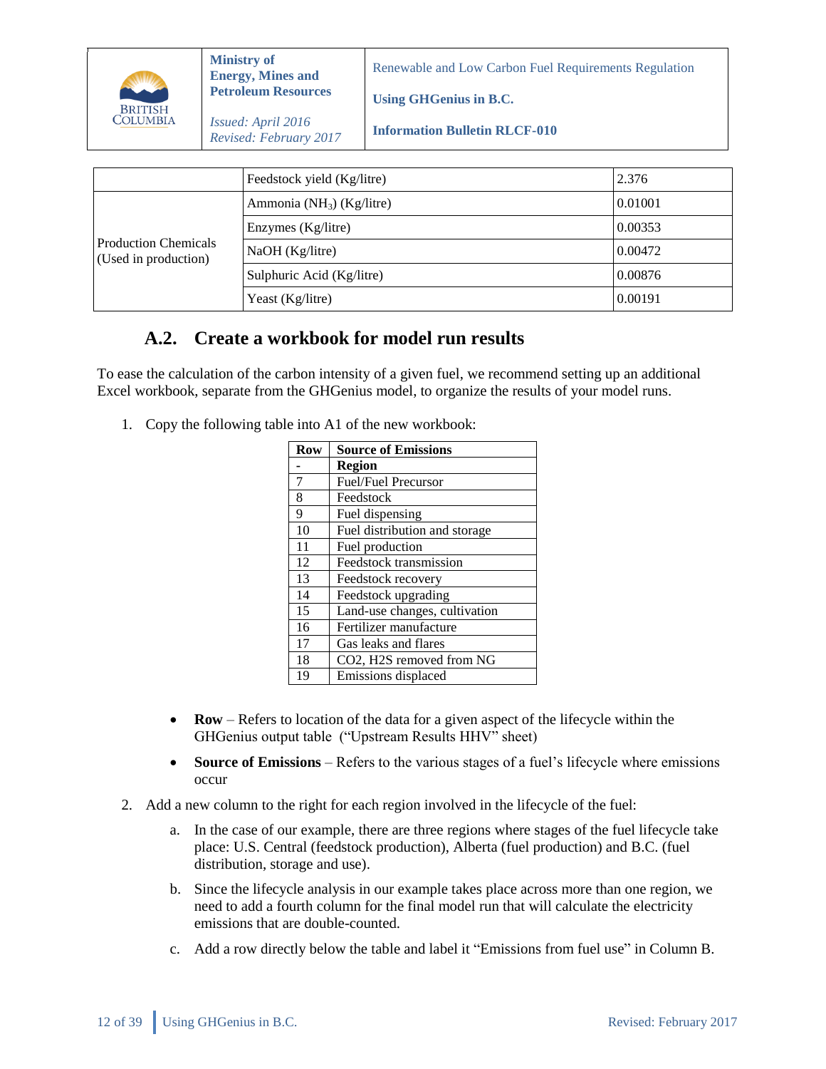|  | Feedstock yield (Kg/litre) | 2.376 |
|---|---|---|
| Production Chemicals (Used in production) | Ammonia ($NH_3$) (Kg/litre) | 0.01001 |
|  | Enzymes (Kg/litre) | 0.00353 |
|  | NaOH (Kg/litre) | 0.00472 |
|  | Sulphuric Acid (Kg/litre) | 0.00876 |
|  | Yeast (Kg/litre) | 0.00191 |

## A.2. Create a workbook for model run results

To ease the calculation of the carbon intensity of a given fuel, we recommend setting up an additional Excel workbook, separate from the GHGenius model, to organize the results of your model runs.

1. Copy the following table into A1 of the new workbook:

| Row | Source of Emissions |
|---|---|
| - | **Region** |
| 7 | Fuel/Fuel Precursor |
| 8 | Feedstock |
| 9 | Fuel dispensing |
| 10 | Fuel distribution and storage |
| 11 | Fuel production |
| 12 | Feedstock transmission |
| 13 | Feedstock recovery |
| 14 | Feedstock upgrading |
| 15 | Land-use changes, cultivation |
| 16 | Fertilizer manufacture |
| 17 | Gas leaks and flares |
| 18 | CO2, H2S removed from NG |
| 19 | Emissions displaced |

- **Row** – Refers to location of the data for a given aspect of the lifecycle within the GHGenius output table ("Upstream Results HHV" sheet)
- **Source of Emissions** – Refers to the various stages of a fuel's lifecycle where emissions occur

2. Add a new column to the right for each region involved in the lifecycle of the fuel:

   a. In the case of our example, there are three regions where stages of the fuel lifecycle take place: U.S. Central (feedstock production), Alberta (fuel production) and B.C. (fuel distribution, storage and use).

   b. Since the lifecycle analysis in our example takes place across more than one region, we need to add a fourth column for the final model run that will calculate the electricity emissions that are double-counted.

   c. Add a row directly below the table and label it "Emissions from fuel use" in Column B.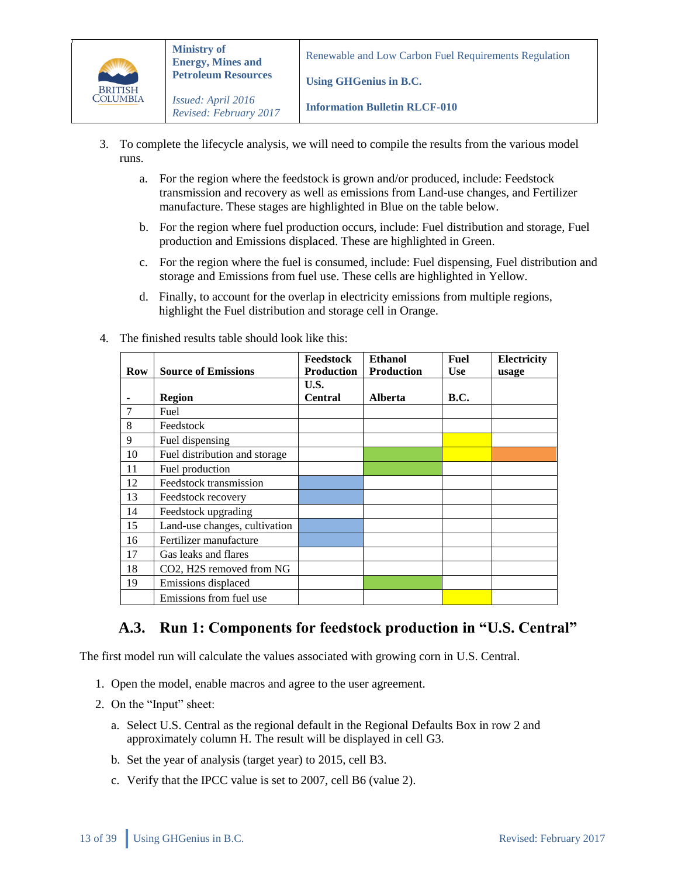3. To complete the lifecycle analysis, we will need to compile the results from the various model runs.

   a. For the region where the feedstock is grown and/or produced, include: Feedstock transmission and recovery as well as emissions from Land-use changes, and Fertilizer manufacture. These stages are highlighted in Blue on the table below.

   b. For the region where fuel production occurs, include: Fuel distribution and storage, Fuel production and Emissions displaced. These are highlighted in Green.

   c. For the region where the fuel is consumed, include: Fuel dispensing, Fuel distribution and storage and Emissions from fuel use. These cells are highlighted in Yellow.

   d. Finally, to account for the overlap in electricity emissions from multiple regions, highlight the Fuel distribution and storage cell in Orange.

4. The finished results table should look like this:

| Row | Source of Emissions | Feedstock Production | Ethanol Production | Fuel Use | Electricity usage |
|---|---|---|---|---|---|
| - | Region | U.S. Central | Alberta | B.C. | |
| 7 | Fuel | | | | |
| 8 | Feedstock | | | | |
| 9 | Fuel dispensing | | | (Yellow) | |
| 10 | Fuel distribution and storage | | (Green) | (Yellow) | (Orange) |
| 11 | Fuel production | | (Green) | | |
| 12 | Feedstock transmission | (Blue) | | | |
| 13 | Feedstock recovery | (Blue) | | | |
| 14 | Feedstock upgrading | | | | |
| 15 | Land-use changes, cultivation | (Blue) | | | |
| 16 | Fertilizer manufacture | (Blue) | | | |
| 17 | Gas leaks and flares | | | | |
| 18 | CO2, H2S removed from NG | | | | |
| 19 | Emissions displaced | | (Green) | | |
| | Emissions from fuel use | | | (Yellow) | |

## A.3. Run 1: Components for feedstock production in "U.S. Central"

The first model run will calculate the values associated with growing corn in U.S. Central.

1. Open the model, enable macros and agree to the user agreement.
2. On the "Input" sheet:

   a. Select U.S. Central as the regional default in the Regional Defaults Box in row 2 and approximately column H. The result will be displayed in cell G3.

   b. Set the year of analysis (target year) to 2015, cell B3.

   c. Verify that the IPCC value is set to 2007, cell B6 (value 2).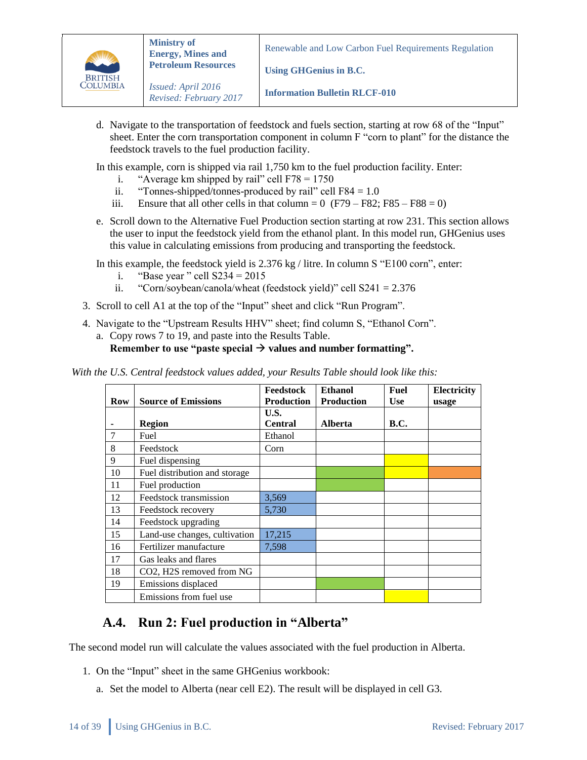d. Navigate to the transportation of feedstock and fuels section, starting at row 68 of the "Input" sheet. Enter the corn transportation component in column F "corn to plant" for the distance the feedstock travels to the fuel production facility.

In this example, corn is shipped via rail 1,750 km to the fuel production facility. Enter:

i. "Average km shipped by rail" cell F78 = 1750
ii. "Tonnes-shipped/tonnes-produced by rail" cell F84 = 1.0
iii. Ensure that all other cells in that column = 0 (F79 – F82; F85 – F88 = 0)

e. Scroll down to the Alternative Fuel Production section starting at row 231. This section allows the user to input the feedstock yield from the ethanol plant. In this model run, GHGenius uses this value in calculating emissions from producing and transporting the feedstock.

In this example, the feedstock yield is 2.376 kg / litre. In column S "E100 corn", enter:

i. "Base year " cell S234 = 2015
ii. "Corn/soybean/canola/wheat (feedstock yield)" cell S241 = 2.376

3. Scroll to cell A1 at the top of the "Input" sheet and click "Run Program".

4. Navigate to the "Upstream Results HHV" sheet; find column S, "Ethanol Corn".
   a. Copy rows 7 to 19, and paste into the Results Table.
   **Remember to use "paste special → values and number formatting".**

*With the U.S. Central feedstock values added, your Results Table should look like this:*

| Row | Source of Emissions | Feedstock Production | Ethanol Production | Fuel Use | Electricity usage |
|---|---|---|---|---|---|
| - | **Region** | **U.S. Central** | **Alberta** | **B.C.** | |
| 7 | Fuel | Ethanol | | | |
| 8 | Feedstock | Corn | | | |
| 9 | Fuel dispensing | | | | |
| 10 | Fuel distribution and storage | | | | |
| 11 | Fuel production | | | | |
| 12 | Feedstock transmission | 3,569 | | | |
| 13 | Feedstock recovery | 5,730 | | | |
| 14 | Feedstock upgrading | | | | |
| 15 | Land-use changes, cultivation | 17,215 | | | |
| 16 | Fertilizer manufacture | 7,598 | | | |
| 17 | Gas leaks and flares | | | | |
| 18 | CO2, H2S removed from NG | | | | |
| 19 | Emissions displaced | | | | |
| | Emissions from fuel use | | | | |

## A.4. Run 2: Fuel production in "Alberta"

The second model run will calculate the values associated with the fuel production in Alberta.

1. On the "Input" sheet in the same GHGenius workbook:
   a. Set the model to Alberta (near cell E2). The result will be displayed in cell G3.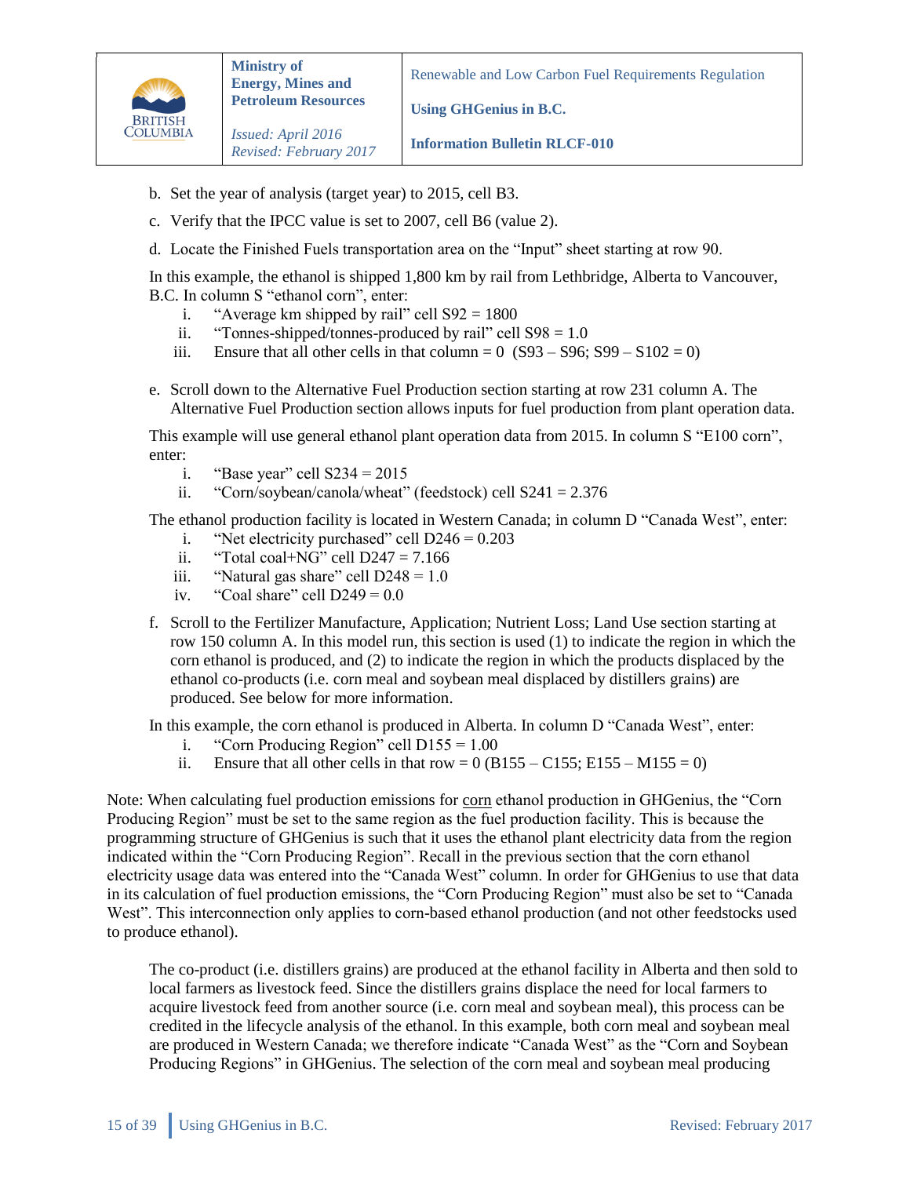b. Set the year of analysis (target year) to 2015, cell B3.

c. Verify that the IPCC value is set to 2007, cell B6 (value 2).

d. Locate the Finished Fuels transportation area on the "Input" sheet starting at row 90.

In this example, the ethanol is shipped 1,800 km by rail from Lethbridge, Alberta to Vancouver, B.C. In column S "ethanol corn", enter:

i. "Average km shipped by rail" cell S92 = 1800
ii. "Tonnes-shipped/tonnes-produced by rail" cell S98 = 1.0
iii. Ensure that all other cells in that column = 0 (S93 – S96; S99 – S102 = 0)

e. Scroll down to the Alternative Fuel Production section starting at row 231 column A. The Alternative Fuel Production section allows inputs for fuel production from plant operation data.

This example will use general ethanol plant operation data from 2015. In column S "E100 corn", enter:

i. "Base year" cell S234 = 2015
ii. "Corn/soybean/canola/wheat" (feedstock) cell S241 = 2.376

The ethanol production facility is located in Western Canada; in column D "Canada West", enter:

i. "Net electricity purchased" cell D246 = 0.203
ii. "Total coal+NG" cell D247 = 7.166
iii. "Natural gas share" cell D248 = 1.0
iv. "Coal share" cell D249 = 0.0

f. Scroll to the Fertilizer Manufacture, Application; Nutrient Loss; Land Use section starting at row 150 column A. In this model run, this section is used (1) to indicate the region in which the corn ethanol is produced, and (2) to indicate the region in which the products displaced by the ethanol co-products (i.e. corn meal and soybean meal displaced by distillers grains) are produced. See below for more information.

In this example, the corn ethanol is produced in Alberta. In column D "Canada West", enter:

i. "Corn Producing Region" cell D155 = 1.00
ii. Ensure that all other cells in that row = 0 (B155 – C155; E155 – M155 = 0)

Note: When calculating fuel production emissions for corn ethanol production in GHGenius, the "Corn Producing Region" must be set to the same region as the fuel production facility. This is because the programming structure of GHGenius is such that it uses the ethanol plant electricity data from the region indicated within the "Corn Producing Region". Recall in the previous section that the corn ethanol electricity usage data was entered into the "Canada West" column. In order for GHGenius to use that data in its calculation of fuel production emissions, the "Corn Producing Region" must also be set to "Canada West". This interconnection only applies to corn-based ethanol production (and not other feedstocks used to produce ethanol).

The co-product (i.e. distillers grains) are produced at the ethanol facility in Alberta and then sold to local farmers as livestock feed. Since the distillers grains displace the need for local farmers to acquire livestock feed from another source (i.e. corn meal and soybean meal), this process can be credited in the lifecycle analysis of the ethanol. In this example, both corn meal and soybean meal are produced in Western Canada; we therefore indicate "Canada West" as the "Corn and Soybean Producing Regions" in GHGenius. The selection of the corn meal and soybean meal producing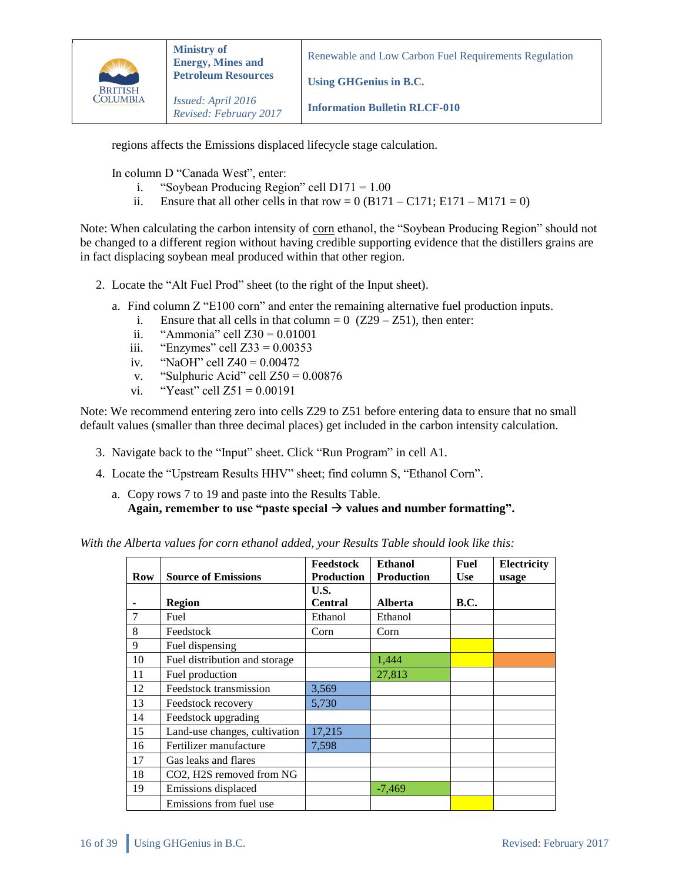regions affects the Emissions displaced lifecycle stage calculation.

In column D "Canada West", enter:

i. "Soybean Producing Region" cell D171 = 1.00
ii. Ensure that all other cells in that row = 0 (B171 – C171; E171 – M171 = 0)

Note: When calculating the carbon intensity of corn ethanol, the "Soybean Producing Region" should not be changed to a different region without having credible supporting evidence that the distillers grains are in fact displacing soybean meal produced within that other region.

2. Locate the "Alt Fuel Prod" sheet (to the right of the Input sheet).

   a. Find column Z "E100 corn" and enter the remaining alternative fuel production inputs.

      i. Ensure that all cells in that column = 0 (Z29 – Z51), then enter:
      ii. "Ammonia" cell Z30 = 0.01001
      iii. "Enzymes" cell Z33 = 0.00353
      iv. "NaOH" cell Z40 = 0.00472
      v. "Sulphuric Acid" cell Z50 = 0.00876
      vi. "Yeast" cell Z51 = 0.00191

Note: We recommend entering zero into cells Z29 to Z51 before entering data to ensure that no small default values (smaller than three decimal places) get included in the carbon intensity calculation.

3. Navigate back to the "Input" sheet. Click "Run Program" in cell A1.

4. Locate the "Upstream Results HHV" sheet; find column S, "Ethanol Corn".

   a. Copy rows 7 to 19 and paste into the Results Table.
   **Again, remember to use "paste special → values and number formatting".**

*With the Alberta values for corn ethanol added, your Results Table should look like this:*

| Row | Source of Emissions | Feedstock Production | Ethanol Production | Fuel Use | Electricity usage |
|---|---|---|---|---|---|
| - | **Region** | **U.S. Central** | **Alberta** | **B.C.** | |
| 7 | Fuel | Ethanol | Ethanol | | |
| 8 | Feedstock | Corn | Corn | | |
| 9 | Fuel dispensing | | | | |
| 10 | Fuel distribution and storage | | 1,444 | | |
| 11 | Fuel production | | 27,813 | | |
| 12 | Feedstock transmission | 3,569 | | | |
| 13 | Feedstock recovery | 5,730 | | | |
| 14 | Feedstock upgrading | | | | |
| 15 | Land-use changes, cultivation | 17,215 | | | |
| 16 | Fertilizer manufacture | 7,598 | | | |
| 17 | Gas leaks and flares | | | | |
| 18 | $CO_2$, $H_2S$ removed from NG | | | | |
| 19 | Emissions displaced | | -7,469 | | |
| | Emissions from fuel use | | | | |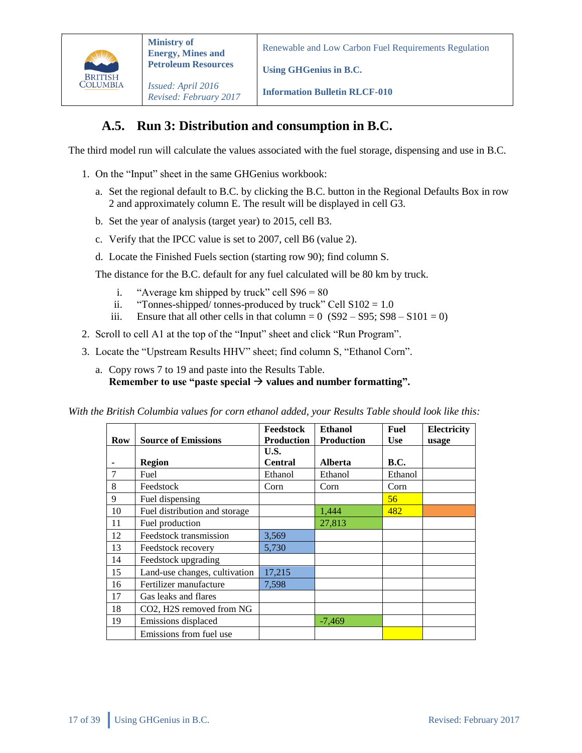## A.5. Run 3: Distribution and consumption in B.C.

The third model run will calculate the values associated with the fuel storage, dispensing and use in B.C.

1. On the "Input" sheet in the same GHGenius workbook:
   a. Set the regional default to B.C. by clicking the B.C. button in the Regional Defaults Box in row 2 and approximately column E. The result will be displayed in cell G3.
   b. Set the year of analysis (target year) to 2015, cell B3.
   c. Verify that the IPCC value is set to 2007, cell B6 (value 2).
   d. Locate the Finished Fuels section (starting row 90); find column S.

   The distance for the B.C. default for any fuel calculated will be 80 km by truck.

   i. "Average km shipped by truck" cell S96 = 80
   ii. "Tonnes-shipped/ tonnes-produced by truck" Cell S102 = 1.0
   iii. Ensure that all other cells in that column = 0 (S92 – S95; S98 – S101 = 0)

2. Scroll to cell A1 at the top of the "Input" sheet and click "Run Program".
3. Locate the "Upstream Results HHV" sheet; find column S, "Ethanol Corn".
   a. Copy rows 7 to 19 and paste into the Results Table.
   **Remember to use "paste special → values and number formatting".**

*With the British Columbia values for corn ethanol added, your Results Table should look like this:*

| Row | Source of Emissions | Feedstock Production | Ethanol Production | Fuel Use | Electricity usage |
|---|---|---|---|---|---|
| - | Region | U.S. Central | Alberta | B.C. | |
| 7 | Fuel | Ethanol | Ethanol | Ethanol | |
| 8 | Feedstock | Corn | Corn | Corn | |
| 9 | Fuel dispensing | | | 56 | |
| 10 | Fuel distribution and storage | | 1,444 | 482 | |
| 11 | Fuel production | | 27,813 | | |
| 12 | Feedstock transmission | 3,569 | | | |
| 13 | Feedstock recovery | 5,730 | | | |
| 14 | Feedstock upgrading | | | | |
| 15 | Land-use changes, cultivation | 17,215 | | | |
| 16 | Fertilizer manufacture | 7,598 | | | |
| 17 | Gas leaks and flares | | | | |
| 18 | CO2, H2S removed from NG | | | | |
| 19 | Emissions displaced | | -7,469 | | |
| | Emissions from fuel use | | | | |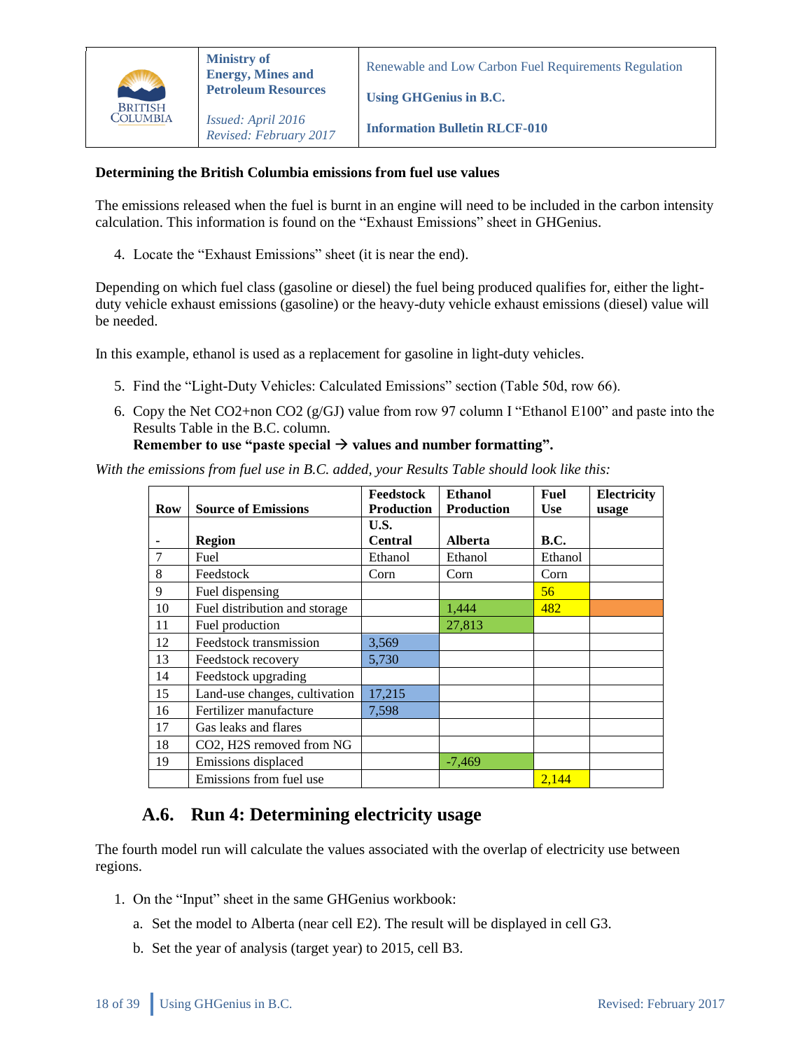**Determining the British Columbia emissions from fuel use values**

The emissions released when the fuel is burnt in an engine will need to be included in the carbon intensity calculation. This information is found on the "Exhaust Emissions" sheet in GHGenius.

4. Locate the "Exhaust Emissions" sheet (it is near the end).

Depending on which fuel class (gasoline or diesel) the fuel being produced qualifies for, either the light-duty vehicle exhaust emissions (gasoline) or the heavy-duty vehicle exhaust emissions (diesel) value will be needed.

In this example, ethanol is used as a replacement for gasoline in light-duty vehicles.

5. Find the "Light-Duty Vehicles: Calculated Emissions" section (Table 50d, row 66).
6. Copy the Net CO2+non CO2 (g/GJ) value from row 97 column I "Ethanol E100" and paste into the Results Table in the B.C. column.
   **Remember to use "paste special → values and number formatting".**

*With the emissions from fuel use in B.C. added, your Results Table should look like this:*

| Row | Source of Emissions | Feedstock Production | Ethanol Production | Fuel Use | Electricity usage |
|---|---|---|---|---|---|
| - | Region | U.S. Central | Alberta | B.C. | |
| 7 | Fuel | Ethanol | Ethanol | Ethanol | |
| 8 | Feedstock | Corn | Corn | Corn | |
| 9 | Fuel dispensing | | | 56 | |
| 10 | Fuel distribution and storage | | 1,444 | 482 | |
| 11 | Fuel production | | 27,813 | | |
| 12 | Feedstock transmission | 3,569 | | | |
| 13 | Feedstock recovery | 5,730 | | | |
| 14 | Feedstock upgrading | | | | |
| 15 | Land-use changes, cultivation | 17,215 | | | |
| 16 | Fertilizer manufacture | 7,598 | | | |
| 17 | Gas leaks and flares | | | | |
| 18 | CO2, H2S removed from NG | | | | |
| 19 | Emissions displaced | | -7,469 | | |
| | Emissions from fuel use | | | 2,144 | |

## A.6. Run 4: Determining electricity usage

The fourth model run will calculate the values associated with the overlap of electricity use between regions.

1. On the "Input" sheet in the same GHGenius workbook:
   a. Set the model to Alberta (near cell E2). The result will be displayed in cell G3.
   b. Set the year of analysis (target year) to 2015, cell B3.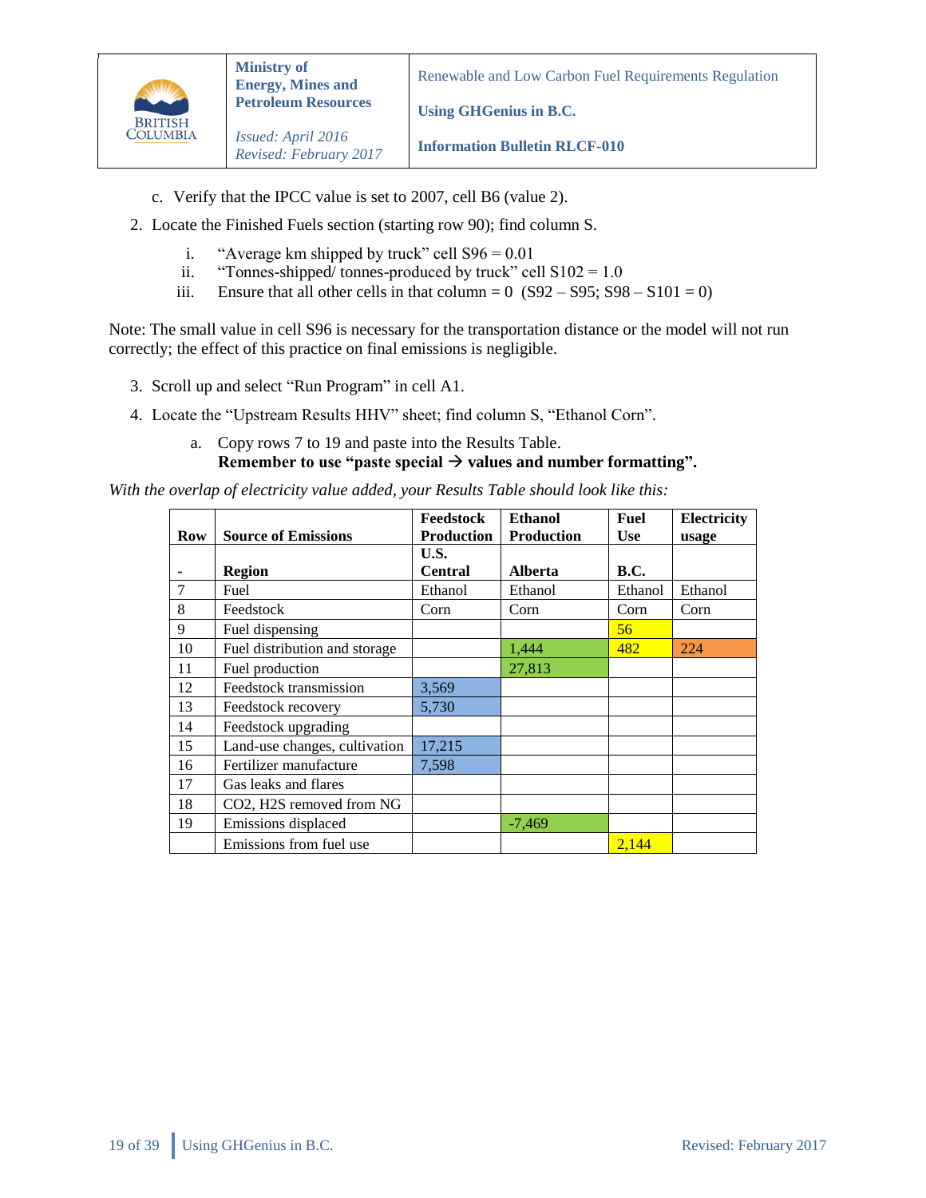c. Verify that the IPCC value is set to 2007, cell B6 (value 2).

2. Locate the Finished Fuels section (starting row 90); find column S.

   i. "Average km shipped by truck" cell S96 = 0.01
   ii. "Tonnes-shipped/ tonnes-produced by truck" cell S102 = 1.0
   iii. Ensure that all other cells in that column = 0 (S92 – S95; S98 – S101 = 0)

Note: The small value in cell S96 is necessary for the transportation distance or the model will not run correctly; the effect of this practice on final emissions is negligible.

3. Scroll up and select "Run Program" in cell A1.

4. Locate the "Upstream Results HHV" sheet; find column S, "Ethanol Corn".

   a. Copy rows 7 to 19 and paste into the Results Table.
   **Remember to use "paste special → values and number formatting".**

*With the overlap of electricity value added, your Results Table should look like this:*

| Row | Source of Emissions | Feedstock Production | Ethanol Production | Fuel Use | Electricity usage |
|---|---|---|---|---|---|
| - | **Region** | **U.S. Central** | **Alberta** | **B.C.** | |
| 7 | Fuel | Ethanol | Ethanol | Ethanol | Ethanol |
| 8 | Feedstock | Corn | Corn | Corn | Corn |
| 9 | Fuel dispensing | | | 56 | |
| 10 | Fuel distribution and storage | | 1,444 | 482 | 224 |
| 11 | Fuel production | | 27,813 | | |
| 12 | Feedstock transmission | 3,569 | | | |
| 13 | Feedstock recovery | 5,730 | | | |
| 14 | Feedstock upgrading | | | | |
| 15 | Land-use changes, cultivation | 17,215 | | | |
| 16 | Fertilizer manufacture | 7,598 | | | |
| 17 | Gas leaks and flares | | | | |
| 18 | CO2, H2S removed from NG | | | | |
| 19 | Emissions displaced | | -7,469 | | |
| | Emissions from fuel use | | | 2,144 | |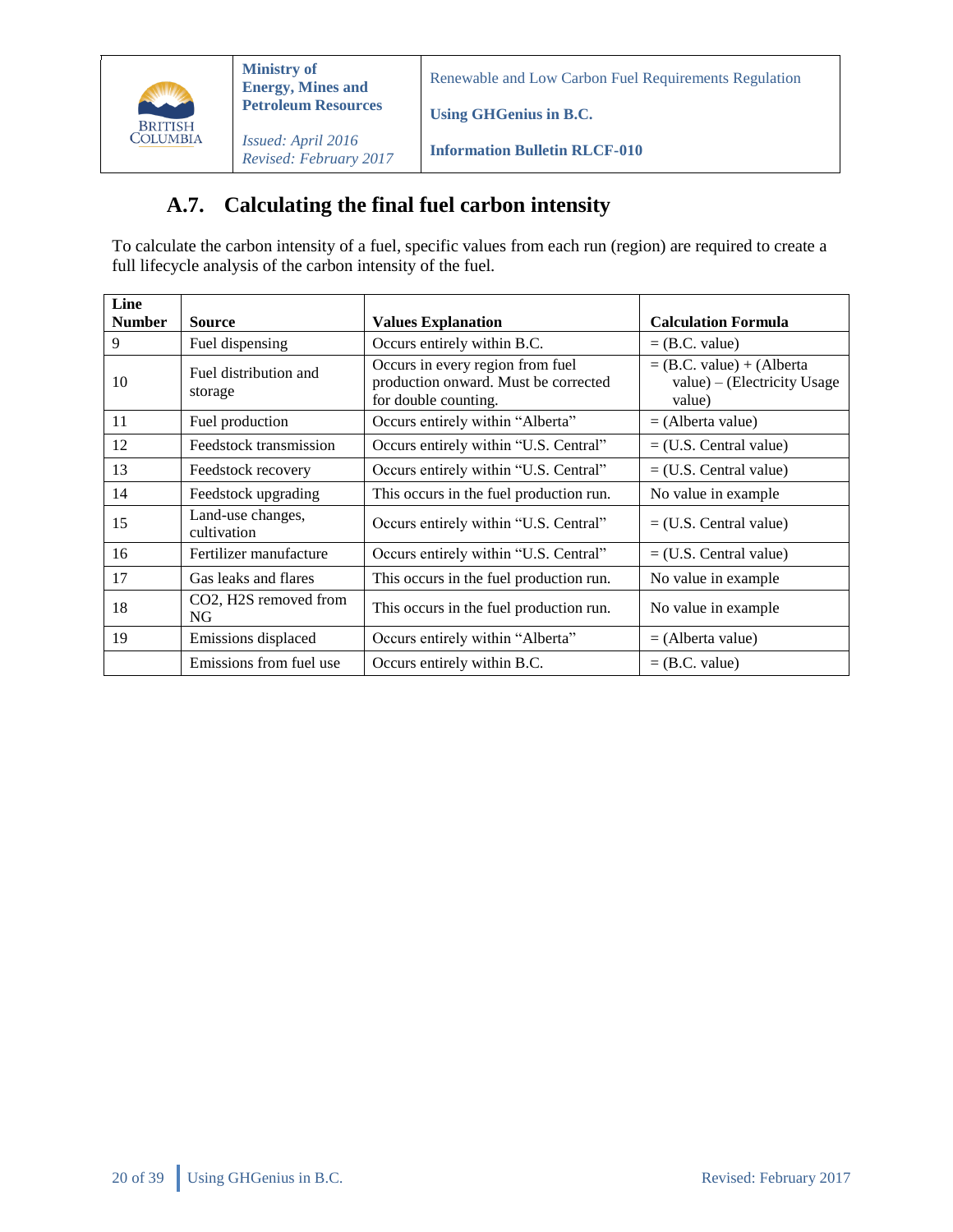## A.7. Calculating the final fuel carbon intensity

To calculate the carbon intensity of a fuel, specific values from each run (region) are required to create a full lifecycle analysis of the carbon intensity of the fuel.

| Line Number | Source | Values Explanation | Calculation Formula |
|---|---|---|---|
| 9 | Fuel dispensing | Occurs entirely within B.C. | = (B.C. value) |
| 10 | Fuel distribution and storage | Occurs in every region from fuel production onward. Must be corrected for double counting. | = (B.C. value) + (Alberta value) – (Electricity Usage value) |
| 11 | Fuel production | Occurs entirely within "Alberta" | = (Alberta value) |
| 12 | Feedstock transmission | Occurs entirely within "U.S. Central" | = (U.S. Central value) |
| 13 | Feedstock recovery | Occurs entirely within "U.S. Central" | = (U.S. Central value) |
| 14 | Feedstock upgrading | This occurs in the fuel production run. | No value in example |
| 15 | Land-use changes, cultivation | Occurs entirely within "U.S. Central" | = (U.S. Central value) |
| 16 | Fertilizer manufacture | Occurs entirely within "U.S. Central" | = (U.S. Central value) |
| 17 | Gas leaks and flares | This occurs in the fuel production run. | No value in example |
| 18 | CO2, H2S removed from NG | This occurs in the fuel production run. | No value in example |
| 19 | Emissions displaced | Occurs entirely within "Alberta" | = (Alberta value) |
| | Emissions from fuel use | Occurs entirely within B.C. | = (B.C. value) |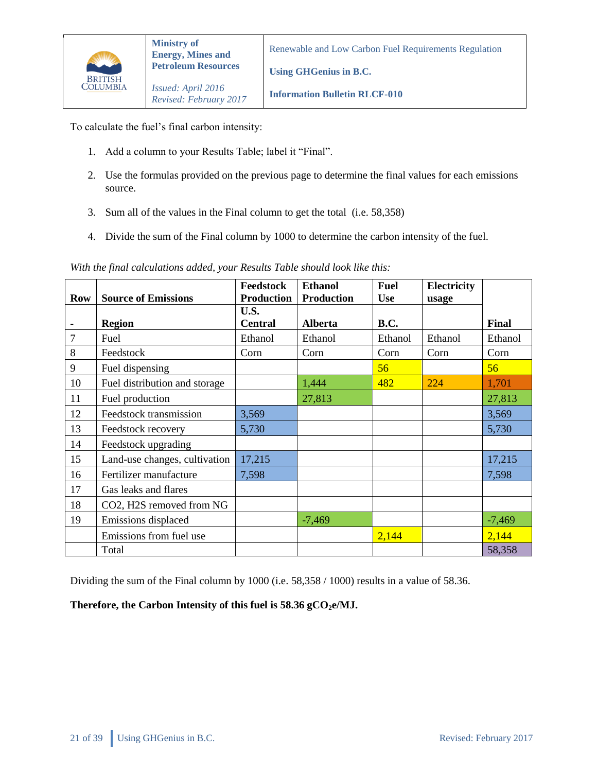To calculate the fuel's final carbon intensity:

1. Add a column to your Results Table; label it "Final".
2. Use the formulas provided on the previous page to determine the final values for each emissions source.
3. Sum all of the values in the Final column to get the total (i.e. 58,358)
4. Divide the sum of the Final column by 1000 to determine the carbon intensity of the fuel.

*With the final calculations added, your Results Table should look like this:*

| Row | Source of Emissions | Feedstock Production | Ethanol Production | Fuel Use | Electricity usage | |
|---|---|---|---|---|---|---|
| - | Region | U.S. Central | Alberta | B.C. | | Final |
| 7 | Fuel | Ethanol | Ethanol | Ethanol | Ethanol | Ethanol |
| 8 | Feedstock | Corn | Corn | Corn | Corn | Corn |
| 9 | Fuel dispensing | | | 56 | | 56 |
| 10 | Fuel distribution and storage | | 1,444 | 482 | 224 | 1,701 |
| 11 | Fuel production | | 27,813 | | | 27,813 |
| 12 | Feedstock transmission | 3,569 | | | | 3,569 |
| 13 | Feedstock recovery | 5,730 | | | | 5,730 |
| 14 | Feedstock upgrading | | | | | |
| 15 | Land-use changes, cultivation | 17,215 | | | | 17,215 |
| 16 | Fertilizer manufacture | 7,598 | | | | 7,598 |
| 17 | Gas leaks and flares | | | | | |
| 18 | CO2, H2S removed from NG | | | | | |
| 19 | Emissions displaced | | -7,469 | | | -7,469 |
| | Emissions from fuel use | | | 2,144 | | 2,144 |
| | Total | | | | | 58,358 |

Dividing the sum of the Final column by 1000 (i.e. 58,358 / 1000) results in a value of 58.36.

**Therefore, the Carbon Intensity of this fuel is 58.36 g$CO_2$e/MJ.**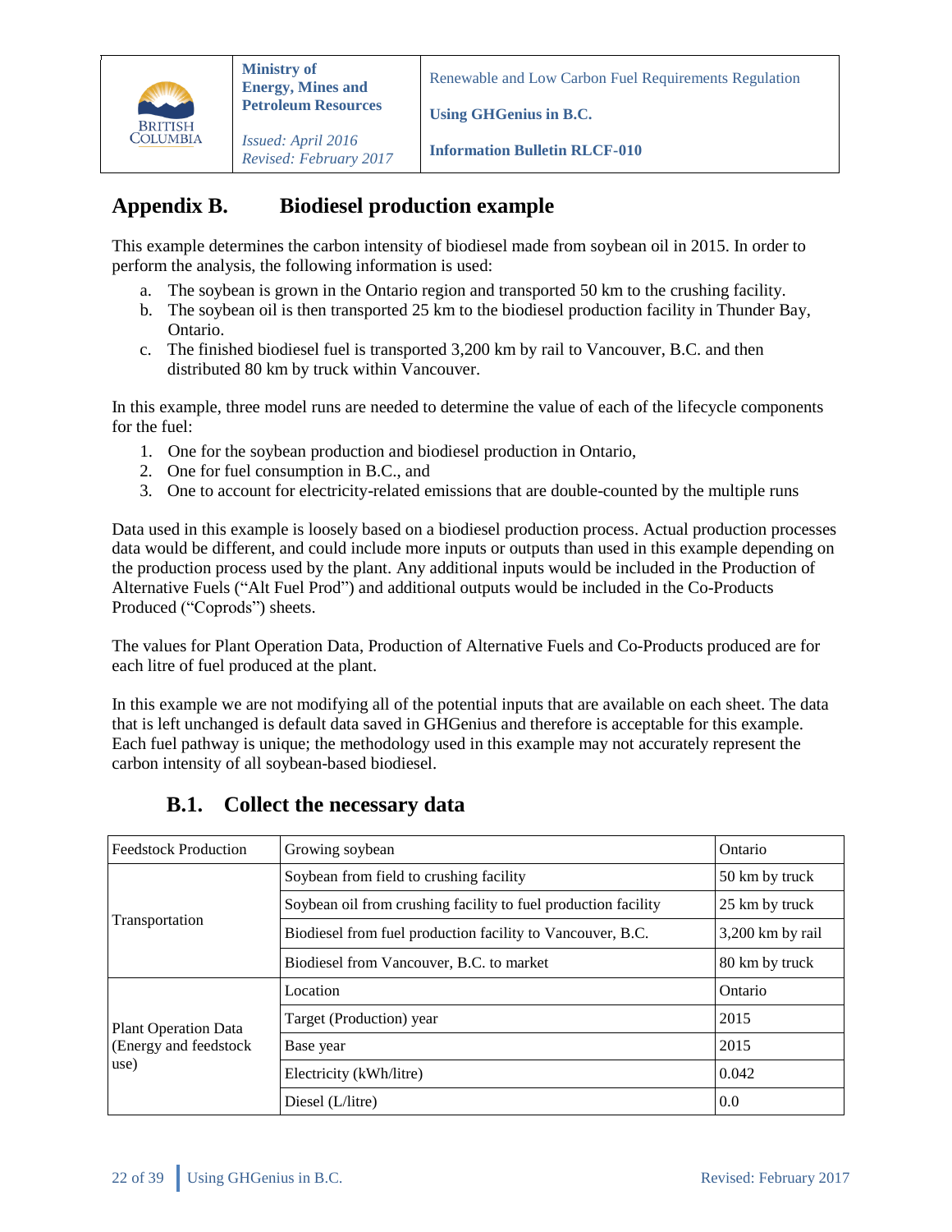## Appendix B. Biodiesel production example

This example determines the carbon intensity of biodiesel made from soybean oil in 2015. In order to perform the analysis, the following information is used:

a. The soybean is grown in the Ontario region and transported 50 km to the crushing facility.
b. The soybean oil is then transported 25 km to the biodiesel production facility in Thunder Bay, Ontario.
c. The finished biodiesel fuel is transported 3,200 km by rail to Vancouver, B.C. and then distributed 80 km by truck within Vancouver.

In this example, three model runs are needed to determine the value of each of the lifecycle components for the fuel:

1. One for the soybean production and biodiesel production in Ontario,
2. One for fuel consumption in B.C., and
3. One to account for electricity-related emissions that are double-counted by the multiple runs

Data used in this example is loosely based on a biodiesel production process. Actual production processes data would be different, and could include more inputs or outputs than used in this example depending on the production process used by the plant. Any additional inputs would be included in the Production of Alternative Fuels ("Alt Fuel Prod") and additional outputs would be included in the Co-Products Produced ("Coprods") sheets.

The values for Plant Operation Data, Production of Alternative Fuels and Co-Products produced are for each litre of fuel produced at the plant.

In this example we are not modifying all of the potential inputs that are available on each sheet. The data that is left unchanged is default data saved in GHGenius and therefore is acceptable for this example. Each fuel pathway is unique; the methodology used in this example may not accurately represent the carbon intensity of all soybean-based biodiesel.

### B.1. Collect the necessary data

| | | |
|---|---|---|
| Feedstock Production | Growing soybean | Ontario |
| Transportation | Soybean from field to crushing facility | 50 km by truck |
| | Soybean oil from crushing facility to fuel production facility | 25 km by truck |
| | Biodiesel from fuel production facility to Vancouver, B.C. | 3,200 km by rail |
| | Biodiesel from Vancouver, B.C. to market | 80 km by truck |
| Plant Operation Data (Energy and feedstock use) | Location | Ontario |
| | Target (Production) year | 2015 |
| | Base year | 2015 |
| | Electricity (kWh/litre) | 0.042 |
| | Diesel (L/litre) | 0.0 |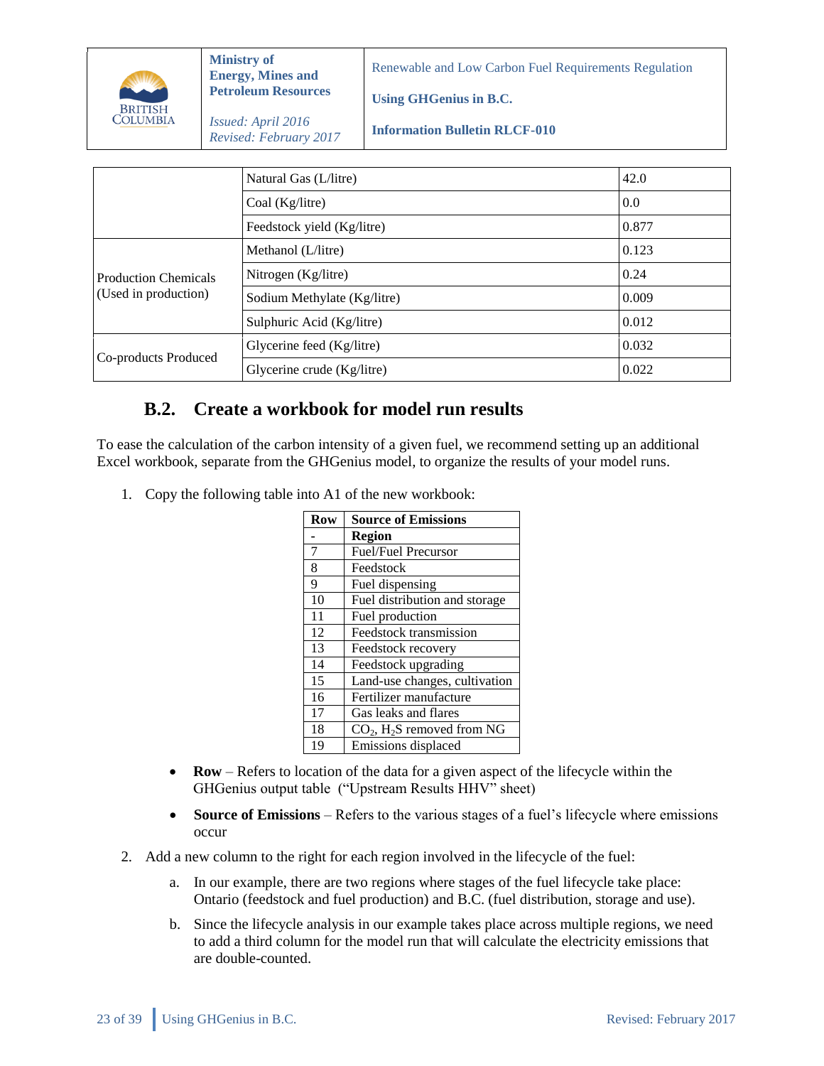|  |  |  |
| --- | --- | --- |
|  | Natural Gas (L/litre) | 42.0 |
|  | Coal (Kg/litre) | 0.0 |
|  | Feedstock yield (Kg/litre) | 0.877 |
| Production Chemicals (Used in production) | Methanol (L/litre) | 0.123 |
|  | Nitrogen (Kg/litre) | 0.24 |
|  | Sodium Methylate (Kg/litre) | 0.009 |
|  | Sulphuric Acid (Kg/litre) | 0.012 |
| Co-products Produced | Glycerine feed (Kg/litre) | 0.032 |
|  | Glycerine crude (Kg/litre) | 0.022 |

## B.2. Create a workbook for model run results

To ease the calculation of the carbon intensity of a given fuel, we recommend setting up an additional Excel workbook, separate from the GHGenius model, to organize the results of your model runs.

1. Copy the following table into A1 of the new workbook:

| Row | Source of Emissions |
| --- | --- |
| - | **Region** |
| 7 | Fuel/Fuel Precursor |
| 8 | Feedstock |
| 9 | Fuel dispensing |
| 10 | Fuel distribution and storage |
| 11 | Fuel production |
| 12 | Feedstock transmission |
| 13 | Feedstock recovery |
| 14 | Feedstock upgrading |
| 15 | Land-use changes, cultivation |
| 16 | Fertilizer manufacture |
| 17 | Gas leaks and flares |
| 18 | $CO_2$, $H_2S$ removed from NG |
| 19 | Emissions displaced |

- **Row** – Refers to location of the data for a given aspect of the lifecycle within the GHGenius output table ("Upstream Results HHV" sheet)
- **Source of Emissions** – Refers to the various stages of a fuel's lifecycle where emissions occur

2. Add a new column to the right for each region involved in the lifecycle of the fuel:

   a. In our example, there are two regions where stages of the fuel lifecycle take place: Ontario (feedstock and fuel production) and B.C. (fuel distribution, storage and use).

   b. Since the lifecycle analysis in our example takes place across multiple regions, we need to add a third column for the model run that will calculate the electricity emissions that are double-counted.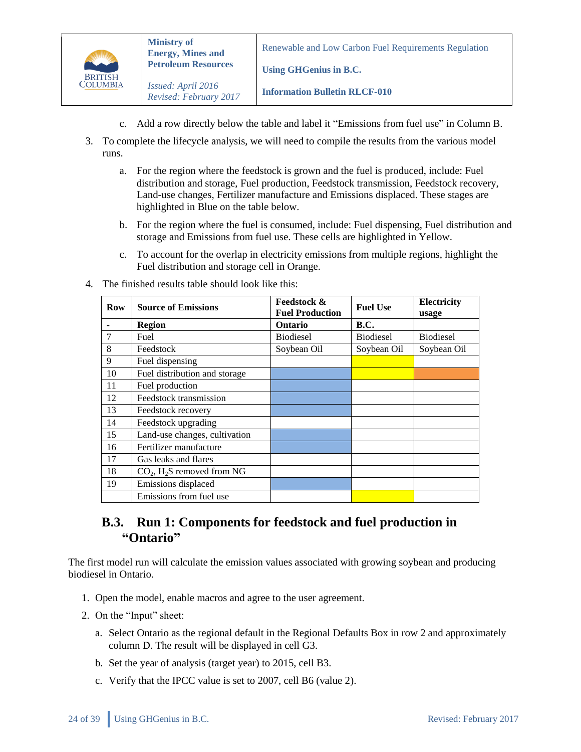c. Add a row directly below the table and label it "Emissions from fuel use" in Column B.

3. To complete the lifecycle analysis, we will need to compile the results from the various model runs.

   a. For the region where the feedstock is grown and the fuel is produced, include: Fuel distribution and storage, Fuel production, Feedstock transmission, Feedstock recovery, Land-use changes, Fertilizer manufacture and Emissions displaced. These stages are highlighted in Blue on the table below.

   b. For the region where the fuel is consumed, include: Fuel dispensing, Fuel distribution and storage and Emissions from fuel use. These cells are highlighted in Yellow.

   c. To account for the overlap in electricity emissions from multiple regions, highlight the Fuel distribution and storage cell in Orange.

4. The finished results table should look like this:

| Row | Source of Emissions | Feedstock & Fuel Production | Fuel Use | Electricity usage |
|---|---|---|---|---|
| - | **Region** | **Ontario** | **B.C.** | |
| 7 | Fuel | Biodiesel | Biodiesel | Biodiesel |
| 8 | Feedstock | Soybean Oil | Soybean Oil | Soybean Oil |
| 9 | Fuel dispensing | | (Yellow) | |
| 10 | Fuel distribution and storage | (Blue) | (Yellow) | (Orange) |
| 11 | Fuel production | (Blue) | | |
| 12 | Feedstock transmission | (Blue) | | |
| 13 | Feedstock recovery | (Blue) | | |
| 14 | Feedstock upgrading | | | |
| 15 | Land-use changes, cultivation | (Blue) | | |
| 16 | Fertilizer manufacture | (Blue) | | |
| 17 | Gas leaks and flares | | | |
| 18 | $CO_2$, $H_2S$ removed from NG | | | |
| 19 | Emissions displaced | (Blue) | | |
| | Emissions from fuel use | | (Yellow) | |

## B.3. Run 1: Components for feedstock and fuel production in "Ontario"

The first model run will calculate the emission values associated with growing soybean and producing biodiesel in Ontario.

1. Open the model, enable macros and agree to the user agreement.
2. On the "Input" sheet:
   a. Select Ontario as the regional default in the Regional Defaults Box in row 2 and approximately column D. The result will be displayed in cell G3.
   b. Set the year of analysis (target year) to 2015, cell B3.
   c. Verify that the IPCC value is set to 2007, cell B6 (value 2).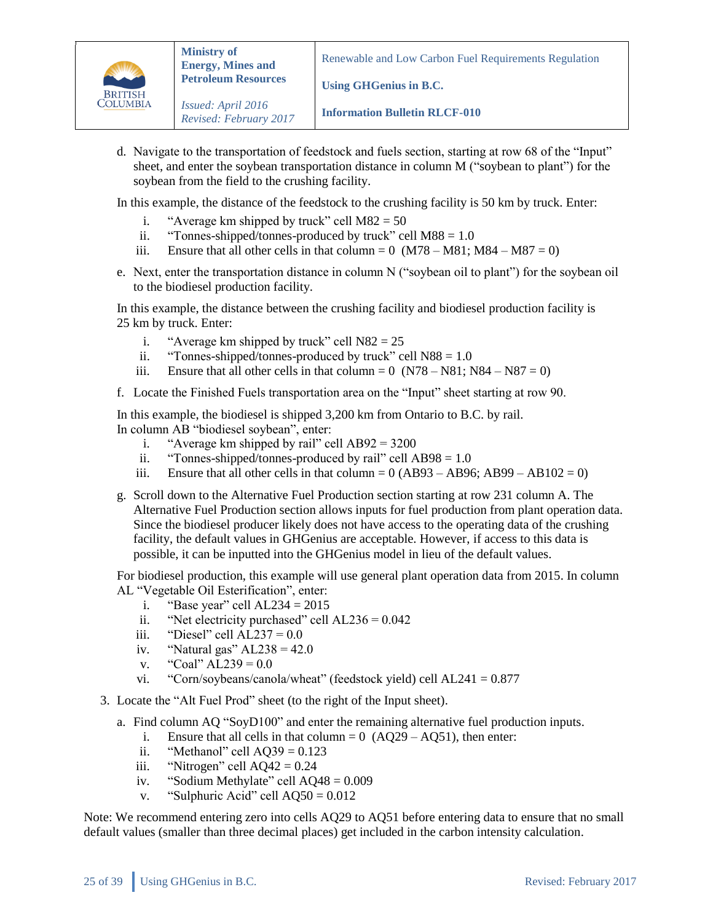d. Navigate to the transportation of feedstock and fuels section, starting at row 68 of the "Input" sheet, and enter the soybean transportation distance in column M ("soybean to plant") for the soybean from the field to the crushing facility.

In this example, the distance of the feedstock to the crushing facility is 50 km by truck. Enter:

i. "Average km shipped by truck" cell M82 = 50
ii. "Tonnes-shipped/tonnes-produced by truck" cell M88 = 1.0
iii. Ensure that all other cells in that column = 0 (M78 – M81; M84 – M87 = 0)

e. Next, enter the transportation distance in column N ("soybean oil to plant") for the soybean oil to the biodiesel production facility.

In this example, the distance between the crushing facility and biodiesel production facility is 25 km by truck. Enter:

i. "Average km shipped by truck" cell N82 = 25
ii. "Tonnes-shipped/tonnes-produced by truck" cell N88 = 1.0
iii. Ensure that all other cells in that column = 0 (N78 – N81; N84 – N87 = 0)

f. Locate the Finished Fuels transportation area on the "Input" sheet starting at row 90.

In this example, the biodiesel is shipped 3,200 km from Ontario to B.C. by rail.
In column AB "biodiesel soybean", enter:

i. "Average km shipped by rail" cell AB92 = 3200
ii. "Tonnes-shipped/tonnes-produced by rail" cell AB98 = 1.0
iii. Ensure that all other cells in that column = 0 (AB93 – AB96; AB99 – AB102 = 0)

g. Scroll down to the Alternative Fuel Production section starting at row 231 column A. The Alternative Fuel Production section allows inputs for fuel production from plant operation data. Since the biodiesel producer likely does not have access to the operating data of the crushing facility, the default values in GHGenius are acceptable. However, if access to this data is possible, it can be inputted into the GHGenius model in lieu of the default values.

For biodiesel production, this example will use general plant operation data from 2015. In column AL "Vegetable Oil Esterification", enter:

i. "Base year" cell AL234 = 2015
ii. "Net electricity purchased" cell AL236 = 0.042
iii. "Diesel" cell AL237 = 0.0
iv. "Natural gas" AL238 = 42.0
v. "Coal" AL239 = 0.0
vi. "Corn/soybeans/canola/wheat" (feedstock yield) cell AL241 = 0.877

3. Locate the "Alt Fuel Prod" sheet (to the right of the Input sheet).

a. Find column AQ "SoyD100" and enter the remaining alternative fuel production inputs.

i. Ensure that all cells in that column = 0 (AQ29 – AQ51), then enter:
ii. "Methanol" cell AQ39 = 0.123
iii. "Nitrogen" cell AQ42 = 0.24
iv. "Sodium Methylate" cell AQ48 = 0.009
v. "Sulphuric Acid" cell AQ50 = 0.012

Note: We recommend entering zero into cells AQ29 to AQ51 before entering data to ensure that no small default values (smaller than three decimal places) get included in the carbon intensity calculation.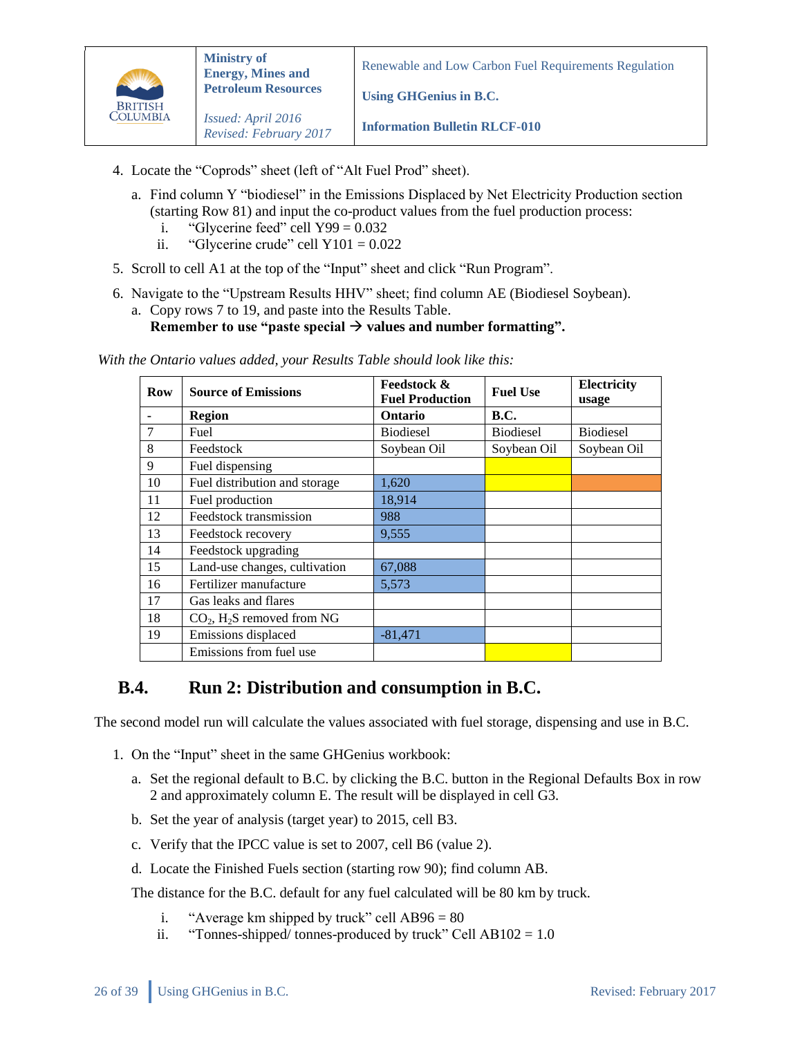4. Locate the "Coprods" sheet (left of "Alt Fuel Prod" sheet).
   a. Find column Y "biodiesel" in the Emissions Displaced by Net Electricity Production section (starting Row 81) and input the co-product values from the fuel production process:
      i. "Glycerine feed" cell Y99 = 0.032
      ii. "Glycerine crude" cell Y101 = 0.022
5. Scroll to cell A1 at the top of the "Input" sheet and click "Run Program".
6. Navigate to the "Upstream Results HHV" sheet; find column AE (Biodiesel Soybean).
   a. Copy rows 7 to 19, and paste into the Results Table.
      **Remember to use "paste special → values and number formatting".**

*With the Ontario values added, your Results Table should look like this:*

| Row | Source of Emissions | Feedstock & Fuel Production | Fuel Use | Electricity usage |
|---|---|---|---|---|
| - | **Region** | **Ontario** | **B.C.** | |
| 7 | Fuel | Biodiesel | Biodiesel | Biodiesel |
| 8 | Feedstock | Soybean Oil | Soybean Oil | Soybean Oil |
| 9 | Fuel dispensing | | | |
| 10 | Fuel distribution and storage | 1,620 | | |
| 11 | Fuel production | 18,914 | | |
| 12 | Feedstock transmission | 988 | | |
| 13 | Feedstock recovery | 9,555 | | |
| 14 | Feedstock upgrading | | | |
| 15 | Land-use changes, cultivation | 67,088 | | |
| 16 | Fertilizer manufacture | 5,573 | | |
| 17 | Gas leaks and flares | | | |
| 18 | $CO_2$, $H_2S$ removed from NG | | | |
| 19 | Emissions displaced | -81,471 | | |
| | Emissions from fuel use | | | |

## B.4. Run 2: Distribution and consumption in B.C.

The second model run will calculate the values associated with fuel storage, dispensing and use in B.C.

1. On the "Input" sheet in the same GHGenius workbook:
   a. Set the regional default to B.C. by clicking the B.C. button in the Regional Defaults Box in row 2 and approximately column E. The result will be displayed in cell G3.
   b. Set the year of analysis (target year) to 2015, cell B3.
   c. Verify that the IPCC value is set to 2007, cell B6 (value 2).
   d. Locate the Finished Fuels section (starting row 90); find column AB.

   The distance for the B.C. default for any fuel calculated will be 80 km by truck.

      i. "Average km shipped by truck" cell AB96 = 80
      ii. "Tonnes-shipped/ tonnes-produced by truck" Cell AB102 = 1.0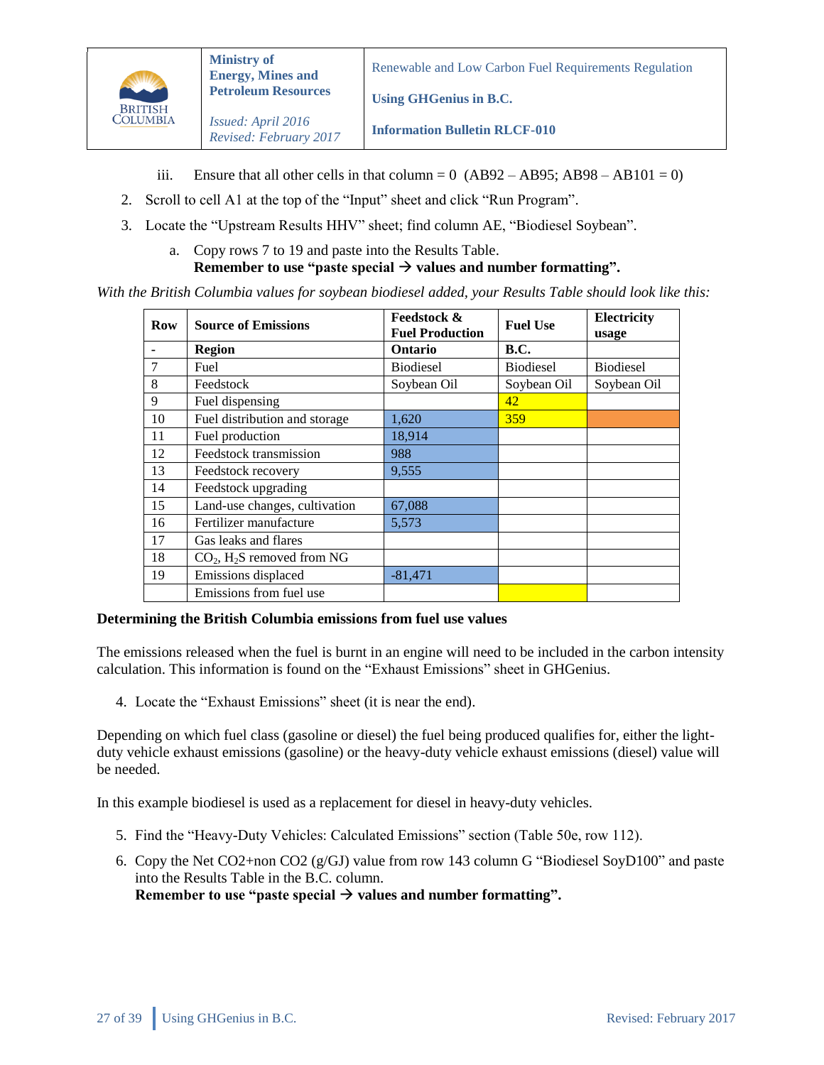iii. Ensure that all other cells in that column = 0 (AB92 – AB95; AB98 – AB101 = 0)

2. Scroll to cell A1 at the top of the "Input" sheet and click "Run Program".
3. Locate the "Upstream Results HHV" sheet; find column AE, "Biodiesel Soybean".
   a. Copy rows 7 to 19 and paste into the Results Table.
   **Remember to use "paste special → values and number formatting".**

*With the British Columbia values for soybean biodiesel added, your Results Table should look like this:*

| Row | Source of Emissions | Feedstock & Fuel Production | Fuel Use | Electricity usage |
|---|---|---|---|---|
| - | **Region** | **Ontario** | **B.C.** | |
| 7 | Fuel | Biodiesel | Biodiesel | Biodiesel |
| 8 | Feedstock | Soybean Oil | Soybean Oil | Soybean Oil |
| 9 | Fuel dispensing | | 42 | |
| 10 | Fuel distribution and storage | 1,620 | 359 | |
| 11 | Fuel production | 18,914 | | |
| 12 | Feedstock transmission | 988 | | |
| 13 | Feedstock recovery | 9,555 | | |
| 14 | Feedstock upgrading | | | |
| 15 | Land-use changes, cultivation | 67,088 | | |
| 16 | Fertilizer manufacture | 5,573 | | |
| 17 | Gas leaks and flares | | | |
| 18 | $CO_2$, $H_2S$ removed from NG | | | |
| 19 | Emissions displaced | -81,471 | | |
| | Emissions from fuel use | | | |

**Determining the British Columbia emissions from fuel use values**

The emissions released when the fuel is burnt in an engine will need to be included in the carbon intensity calculation. This information is found on the "Exhaust Emissions" sheet in GHGenius.

4. Locate the "Exhaust Emissions" sheet (it is near the end).

Depending on which fuel class (gasoline or diesel) the fuel being produced qualifies for, either the light-duty vehicle exhaust emissions (gasoline) or the heavy-duty vehicle exhaust emissions (diesel) value will be needed.

In this example biodiesel is used as a replacement for diesel in heavy-duty vehicles.

5. Find the "Heavy-Duty Vehicles: Calculated Emissions" section (Table 50e, row 112).
6. Copy the Net CO2+non CO2 (g/GJ) value from row 143 column G "Biodiesel SoyD100" and paste into the Results Table in the B.C. column.
   **Remember to use "paste special → values and number formatting".**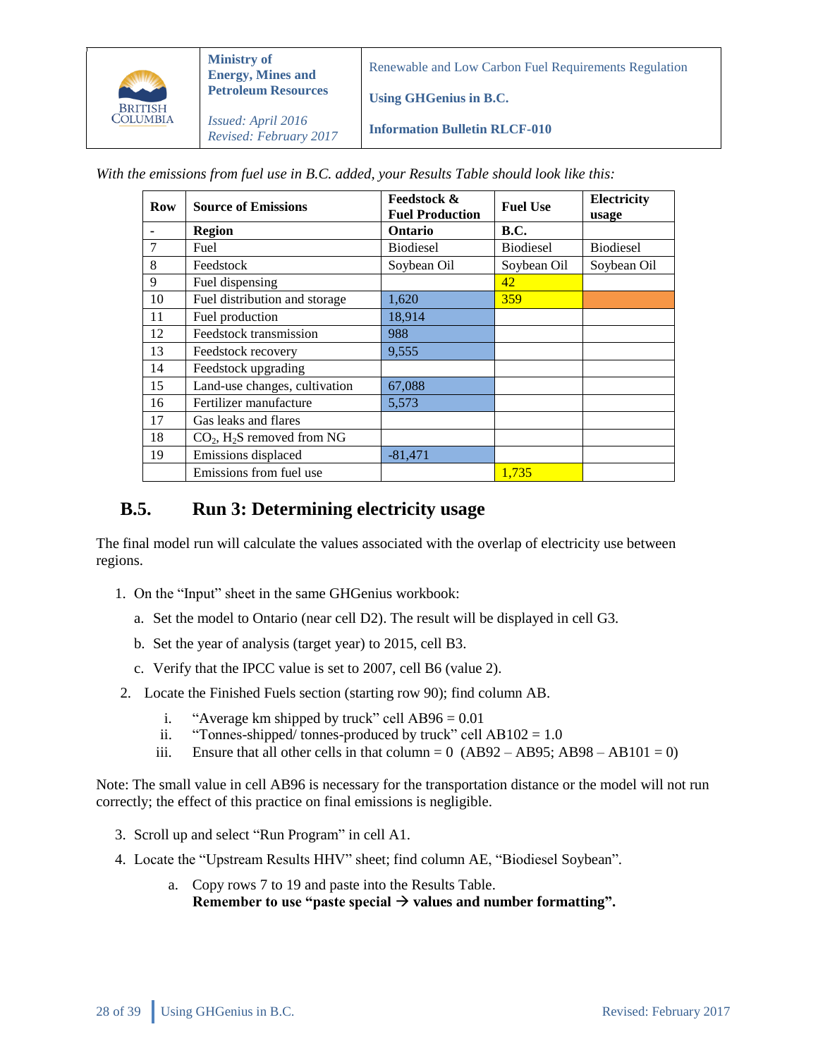*With the emissions from fuel use in B.C. added, your Results Table should look like this:*

| Row | Source of Emissions | Feedstock & Fuel Production | Fuel Use | Electricity usage |
|---|---|---|---|---|
| - | **Region** | **Ontario** | **B.C.** | |
| 7 | Fuel | Biodiesel | Biodiesel | Biodiesel |
| 8 | Feedstock | Soybean Oil | Soybean Oil | Soybean Oil |
| 9 | Fuel dispensing | | 42 | |
| 10 | Fuel distribution and storage | 1,620 | 359 | |
| 11 | Fuel production | 18,914 | | |
| 12 | Feedstock transmission | 988 | | |
| 13 | Feedstock recovery | 9,555 | | |
| 14 | Feedstock upgrading | | | |
| 15 | Land-use changes, cultivation | 67,088 | | |
| 16 | Fertilizer manufacture | 5,573 | | |
| 17 | Gas leaks and flares | | | |
| 18 | $CO_2$, $H_2S$ removed from NG | | | |
| 19 | Emissions displaced | -81,471 | | |
| | Emissions from fuel use | | 1,735 | |

## B.5. Run 3: Determining electricity usage

The final model run will calculate the values associated with the overlap of electricity use between regions.

1. On the "Input" sheet in the same GHGenius workbook:
   a. Set the model to Ontario (near cell D2). The result will be displayed in cell G3.
   b. Set the year of analysis (target year) to 2015, cell B3.
   c. Verify that the IPCC value is set to 2007, cell B6 (value 2).
2. Locate the Finished Fuels section (starting row 90); find column AB.
   i. "Average km shipped by truck" cell AB96 = 0.01
   ii. "Tonnes-shipped/ tonnes-produced by truck" cell AB102 = 1.0
   iii. Ensure that all other cells in that column = 0 (AB92 – AB95; AB98 – AB101 = 0)

Note: The small value in cell AB96 is necessary for the transportation distance or the model will not run correctly; the effect of this practice on final emissions is negligible.

3. Scroll up and select "Run Program" in cell A1.
4. Locate the "Upstream Results HHV" sheet; find column AE, "Biodiesel Soybean".
   a. Copy rows 7 to 19 and paste into the Results Table.
   **Remember to use "paste special → values and number formatting".**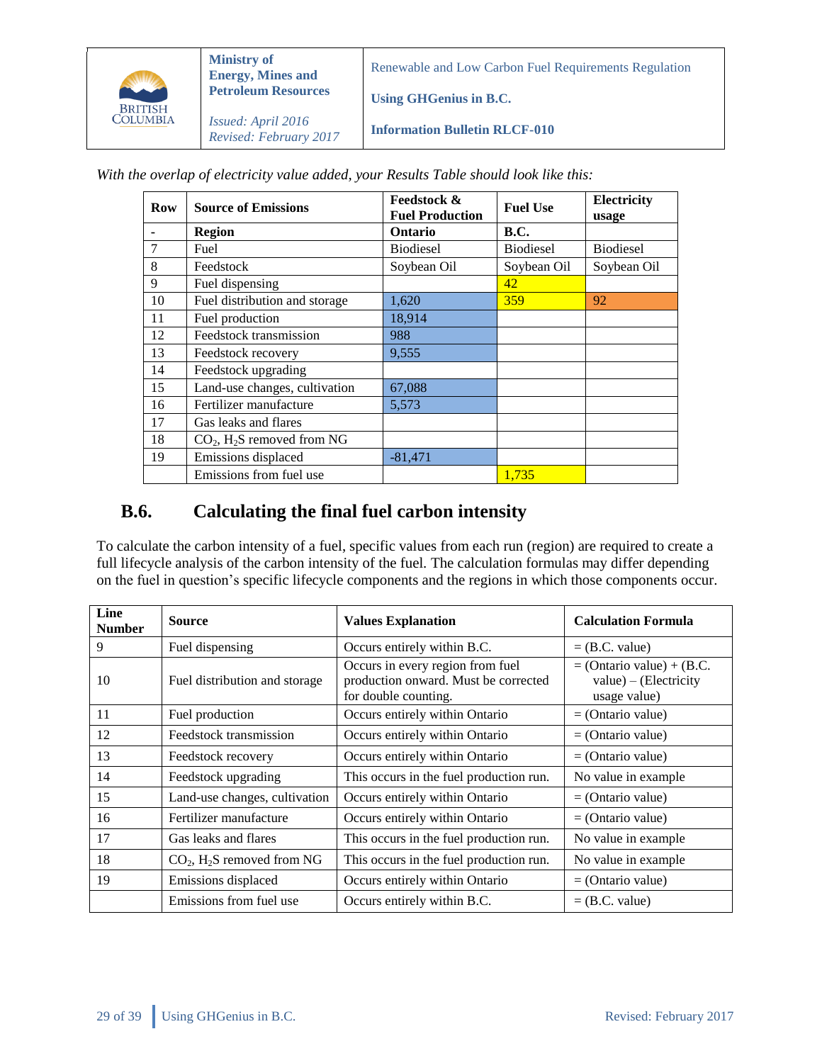*With the overlap of electricity value added, your Results Table should look like this:*

| Row | Source of Emissions | Feedstock & Fuel Production | Fuel Use | Electricity usage |
|---|---|---|---|---|
| - | **Region** | **Ontario** | **B.C.** | |
| 7 | Fuel | Biodiesel | Biodiesel | Biodiesel |
| 8 | Feedstock | Soybean Oil | Soybean Oil | Soybean Oil |
| 9 | Fuel dispensing | | 42 | |
| 10 | Fuel distribution and storage | 1,620 | 359 | 92 |
| 11 | Fuel production | 18,914 | | |
| 12 | Feedstock transmission | 988 | | |
| 13 | Feedstock recovery | 9,555 | | |
| 14 | Feedstock upgrading | | | |
| 15 | Land-use changes, cultivation | 67,088 | | |
| 16 | Fertilizer manufacture | 5,573 | | |
| 17 | Gas leaks and flares | | | |
| 18 | $CO_2$, $H_2S$ removed from NG | | | |
| 19 | Emissions displaced | -81,471 | | |
| | Emissions from fuel use | | 1,735 | |

## B.6. Calculating the final fuel carbon intensity

To calculate the carbon intensity of a fuel, specific values from each run (region) are required to create a full lifecycle analysis of the carbon intensity of the fuel. The calculation formulas may differ depending on the fuel in question's specific lifecycle components and the regions in which those components occur.

| Line Number | Source | Values Explanation | Calculation Formula |
|---|---|---|---|
| 9 | Fuel dispensing | Occurs entirely within B.C. | = (B.C. value) |
| 10 | Fuel distribution and storage | Occurs in every region from fuel production onward. Must be corrected for double counting. | = (Ontario value) + (B.C. value) – (Electricity usage value) |
| 11 | Fuel production | Occurs entirely within Ontario | = (Ontario value) |
| 12 | Feedstock transmission | Occurs entirely within Ontario | = (Ontario value) |
| 13 | Feedstock recovery | Occurs entirely within Ontario | = (Ontario value) |
| 14 | Feedstock upgrading | This occurs in the fuel production run. | No value in example |
| 15 | Land-use changes, cultivation | Occurs entirely within Ontario | = (Ontario value) |
| 16 | Fertilizer manufacture | Occurs entirely within Ontario | = (Ontario value) |
| 17 | Gas leaks and flares | This occurs in the fuel production run. | No value in example |
| 18 | $CO_2$, $H_2S$ removed from NG | This occurs in the fuel production run. | No value in example |
| 19 | Emissions displaced | Occurs entirely within Ontario | = (Ontario value) |
| | Emissions from fuel use | Occurs entirely within B.C. | = (B.C. value) |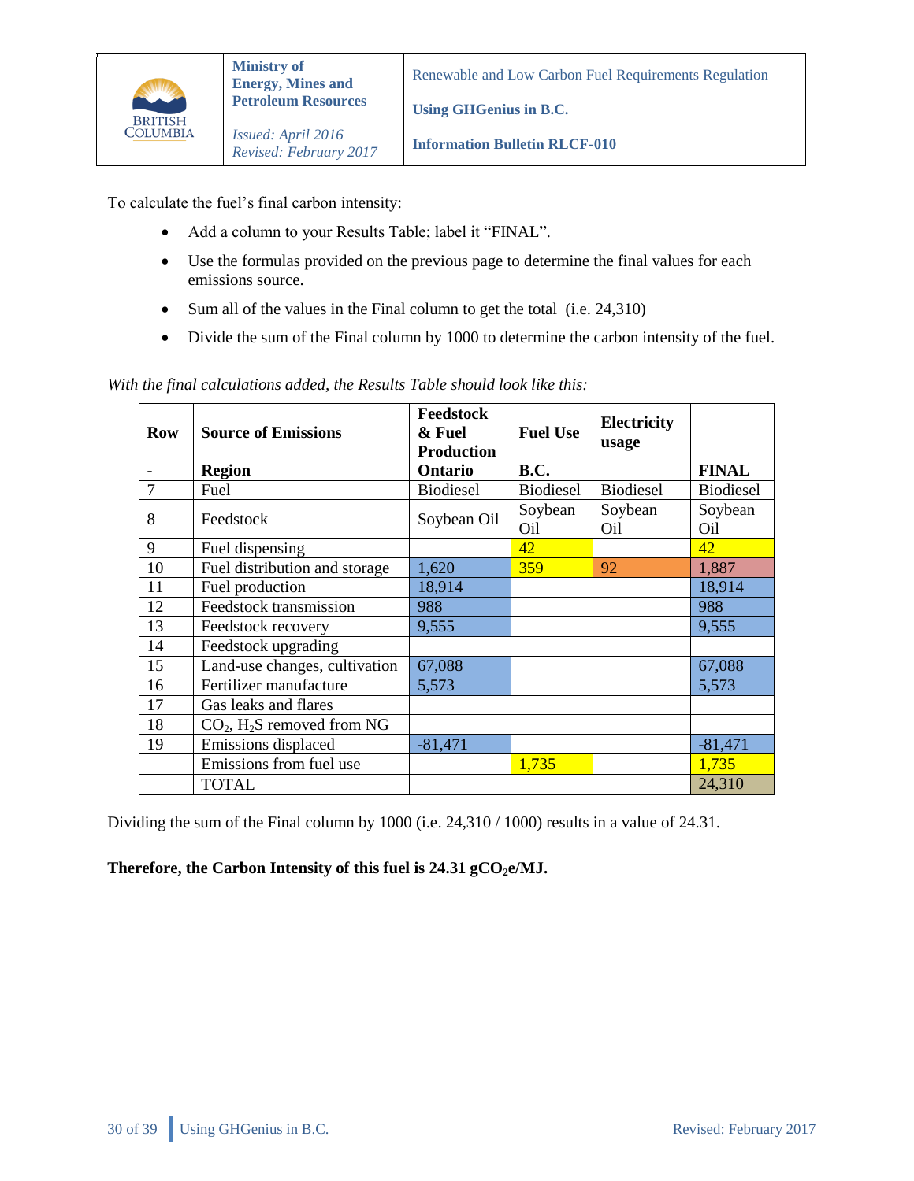To calculate the fuel's final carbon intensity:

- Add a column to your Results Table; label it "FINAL".
- Use the formulas provided on the previous page to determine the final values for each emissions source.
- Sum all of the values in the Final column to get the total (i.e. 24,310)
- Divide the sum of the Final column by 1000 to determine the carbon intensity of the fuel.

*With the final calculations added, the Results Table should look like this:*

| Row | Source of Emissions | Feedstock & Fuel Production | Fuel Use | Electricity usage | FINAL |
|---|---|---|---|---|---|
| - | **Region** | **Ontario** | **B.C.** | | **FINAL** |
| 7 | Fuel | Biodiesel | Biodiesel | Biodiesel | Biodiesel |
| 8 | Feedstock | Soybean Oil | Soybean Oil | Soybean Oil | Soybean Oil |
| 9 | Fuel dispensing | | 42 | | 42 |
| 10 | Fuel distribution and storage | 1,620 | 359 | 92 | 1,887 |
| 11 | Fuel production | 18,914 | | | 18,914 |
| 12 | Feedstock transmission | 988 | | | 988 |
| 13 | Feedstock recovery | 9,555 | | | 9,555 |
| 14 | Feedstock upgrading | | | | |
| 15 | Land-use changes, cultivation | 67,088 | | | 67,088 |
| 16 | Fertilizer manufacture | 5,573 | | | 5,573 |
| 17 | Gas leaks and flares | | | | |
| 18 | $CO_2$, $H_2S$ removed from NG | | | | |
| 19 | Emissions displaced | -81,471 | | | -81,471 |
| | Emissions from fuel use | | 1,735 | | 1,735 |
| | TOTAL | | | | 24,310 |

Dividing the sum of the Final column by 1000 (i.e. 24,310 / 1000) results in a value of 24.31.

**Therefore, the Carbon Intensity of this fuel is 24.31 g$CO_2$e/MJ.**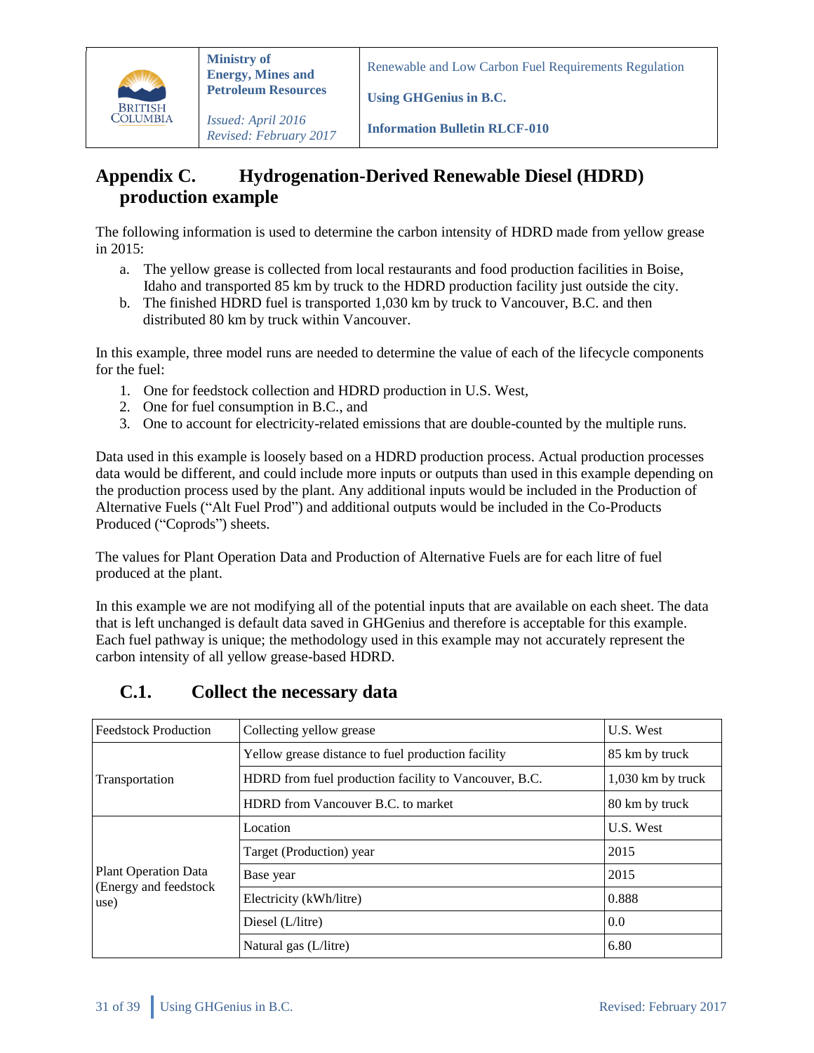## Appendix C. Hydrogenation-Derived Renewable Diesel (HDRD) production example

The following information is used to determine the carbon intensity of HDRD made from yellow grease in 2015:

a. The yellow grease is collected from local restaurants and food production facilities in Boise, Idaho and transported 85 km by truck to the HDRD production facility just outside the city.
b. The finished HDRD fuel is transported 1,030 km by truck to Vancouver, B.C. and then distributed 80 km by truck within Vancouver.

In this example, three model runs are needed to determine the value of each of the lifecycle components for the fuel:

1. One for feedstock collection and HDRD production in U.S. West,
2. One for fuel consumption in B.C., and
3. One to account for electricity-related emissions that are double-counted by the multiple runs.

Data used in this example is loosely based on a HDRD production process. Actual production processes data would be different, and could include more inputs or outputs than used in this example depending on the production process used by the plant. Any additional inputs would be included in the Production of Alternative Fuels ("Alt Fuel Prod") and additional outputs would be included in the Co-Products Produced ("Coprods") sheets.

The values for Plant Operation Data and Production of Alternative Fuels are for each litre of fuel produced at the plant.

In this example we are not modifying all of the potential inputs that are available on each sheet. The data that is left unchanged is default data saved in GHGenius and therefore is acceptable for this example. Each fuel pathway is unique; the methodology used in this example may not accurately represent the carbon intensity of all yellow grease-based HDRD.

### C.1. Collect the necessary data

| | | |
|---|---|---|
| Feedstock Production | Collecting yellow grease | U.S. West |
| Transportation | Yellow grease distance to fuel production facility | 85 km by truck |
| | HDRD from fuel production facility to Vancouver, B.C. | 1,030 km by truck |
| | HDRD from Vancouver B.C. to market | 80 km by truck |
| Plant Operation Data (Energy and feedstock use) | Location | U.S. West |
| | Target (Production) year | 2015 |
| | Base year | 2015 |
| | Electricity (kWh/litre) | 0.888 |
| | Diesel (L/litre) | 0.0 |
| | Natural gas (L/litre) | 6.80 |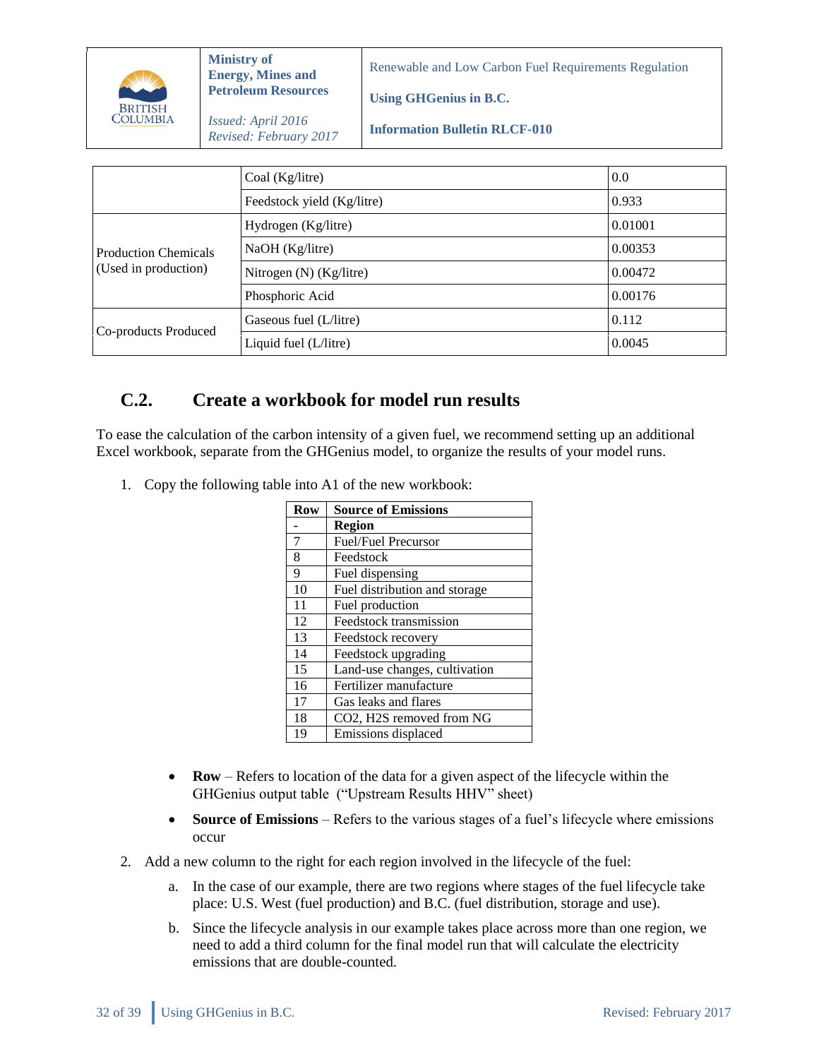|  |  |  |
|---|---|---|
|  | Coal (Kg/litre) | 0.0 |
|  | Feedstock yield (Kg/litre) | 0.933 |
| Production Chemicals (Used in production) | Hydrogen (Kg/litre) | 0.01001 |
|  | NaOH (Kg/litre) | 0.00353 |
|  | Nitrogen (N) (Kg/litre) | 0.00472 |
|  | Phosphoric Acid | 0.00176 |
| Co-products Produced | Gaseous fuel (L/litre) | 0.112 |
|  | Liquid fuel (L/litre) | 0.0045 |

## C.2. Create a workbook for model run results

To ease the calculation of the carbon intensity of a given fuel, we recommend setting up an additional Excel workbook, separate from the GHGenius model, to organize the results of your model runs.

1. Copy the following table into A1 of the new workbook:

| Row | Source of Emissions |
|---|---|
| - | **Region** |
| 7 | Fuel/Fuel Precursor |
| 8 | Feedstock |
| 9 | Fuel dispensing |
| 10 | Fuel distribution and storage |
| 11 | Fuel production |
| 12 | Feedstock transmission |
| 13 | Feedstock recovery |
| 14 | Feedstock upgrading |
| 15 | Land-use changes, cultivation |
| 16 | Fertilizer manufacture |
| 17 | Gas leaks and flares |
| 18 | CO2, H2S removed from NG |
| 19 | Emissions displaced |

- **Row** – Refers to location of the data for a given aspect of the lifecycle within the GHGenius output table ("Upstream Results HHV" sheet)
- **Source of Emissions** – Refers to the various stages of a fuel's lifecycle where emissions occur

2. Add a new column to the right for each region involved in the lifecycle of the fuel:
   a. In the case of our example, there are two regions where stages of the fuel lifecycle take place: U.S. West (fuel production) and B.C. (fuel distribution, storage and use).
   b. Since the lifecycle analysis in our example takes place across more than one region, we need to add a third column for the final model run that will calculate the electricity emissions that are double-counted.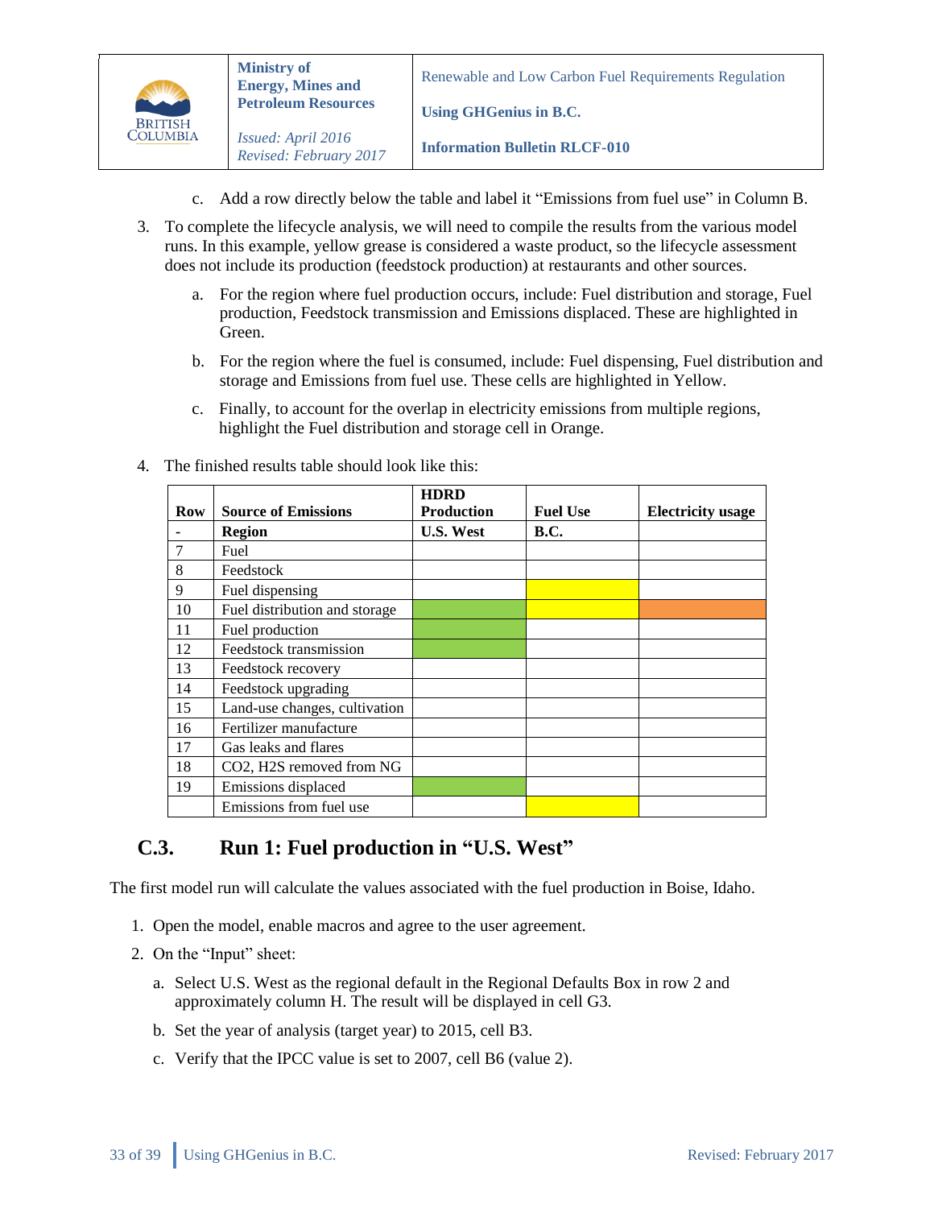c. Add a row directly below the table and label it "Emissions from fuel use" in Column B.

3. To complete the lifecycle analysis, we will need to compile the results from the various model runs. In this example, yellow grease is considered a waste product, so the lifecycle assessment does not include its production (feedstock production) at restaurants and other sources.

   a. For the region where fuel production occurs, include: Fuel distribution and storage, Fuel production, Feedstock transmission and Emissions displaced. These are highlighted in Green.

   b. For the region where the fuel is consumed, include: Fuel dispensing, Fuel distribution and storage and Emissions from fuel use. These cells are highlighted in Yellow.

   c. Finally, to account for the overlap in electricity emissions from multiple regions, highlight the Fuel distribution and storage cell in Orange.

4. The finished results table should look like this:

| Row | Source of Emissions | HDRD Production | Fuel Use | Electricity usage |
|---|---|---|---|---|
| - | **Region** | **U.S. West** | **B.C.** | |
| 7 | Fuel | | | |
| 8 | Feedstock | | | |
| 9 | Fuel dispensing | | [Yellow] | |
| 10 | Fuel distribution and storage | [Green] | [Yellow] | [Orange] |
| 11 | Fuel production | [Green] | | |
| 12 | Feedstock transmission | [Green] | | |
| 13 | Feedstock recovery | | | |
| 14 | Feedstock upgrading | | | |
| 15 | Land-use changes, cultivation | | | |
| 16 | Fertilizer manufacture | | | |
| 17 | Gas leaks and flares | | | |
| 18 | CO2, H2S removed from NG | | | |
| 19 | Emissions displaced | [Green] | | |
| | Emissions from fuel use | | [Yellow] | |

## C.3. Run 1: Fuel production in "U.S. West"

The first model run will calculate the values associated with the fuel production in Boise, Idaho.

1. Open the model, enable macros and agree to the user agreement.
2. On the "Input" sheet:

   a. Select U.S. West as the regional default in the Regional Defaults Box in row 2 and approximately column H. The result will be displayed in cell G3.

   b. Set the year of analysis (target year) to 2015, cell B3.

   c. Verify that the IPCC value is set to 2007, cell B6 (value 2).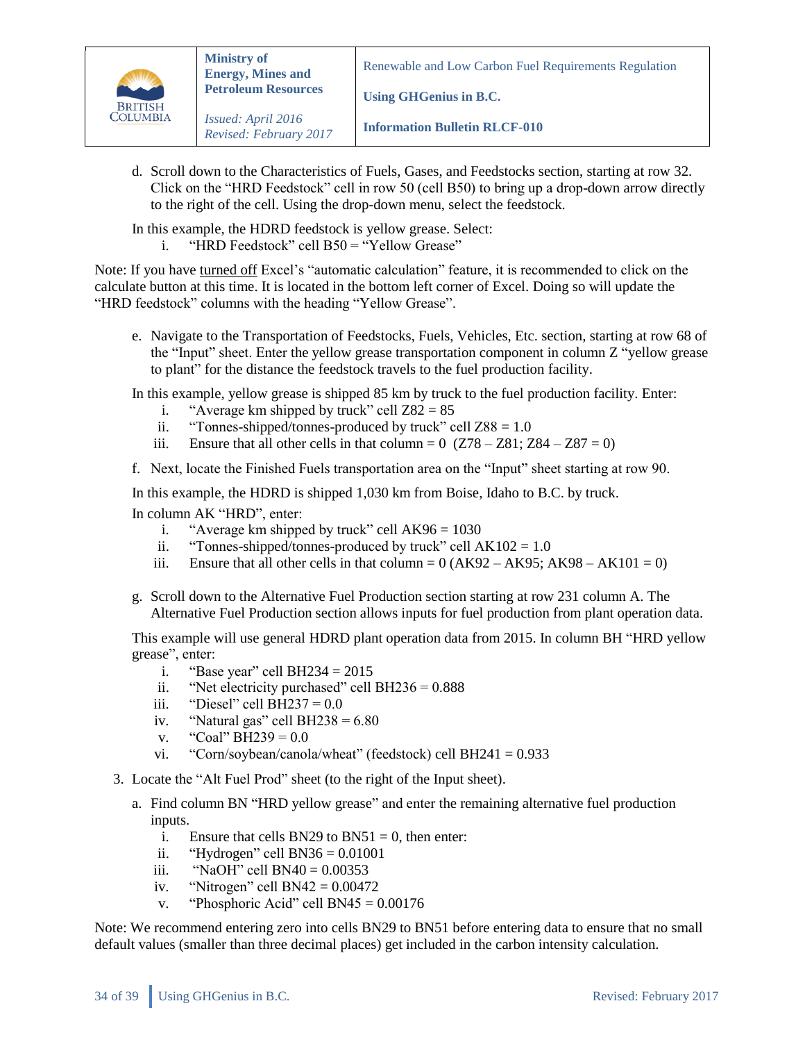d. Scroll down to the Characteristics of Fuels, Gases, and Feedstocks section, starting at row 32. Click on the "HRD Feedstock" cell in row 50 (cell B50) to bring up a drop-down arrow directly to the right of the cell. Using the drop-down menu, select the feedstock.

In this example, the HDRD feedstock is yellow grease. Select:

i. "HRD Feedstock" cell B50 = "Yellow Grease"

Note: If you have turned off Excel's "automatic calculation" feature, it is recommended to click on the calculate button at this time. It is located in the bottom left corner of Excel. Doing so will update the "HRD feedstock" columns with the heading "Yellow Grease".

e. Navigate to the Transportation of Feedstocks, Fuels, Vehicles, Etc. section, starting at row 68 of the "Input" sheet. Enter the yellow grease transportation component in column Z "yellow grease to plant" for the distance the feedstock travels to the fuel production facility.

In this example, yellow grease is shipped 85 km by truck to the fuel production facility. Enter:

i. "Average km shipped by truck" cell Z82 = 85
ii. "Tonnes-shipped/tonnes-produced by truck" cell Z88 = 1.0
iii. Ensure that all other cells in that column = 0 (Z78 – Z81; Z84 – Z87 = 0)

f. Next, locate the Finished Fuels transportation area on the "Input" sheet starting at row 90.

In this example, the HDRD is shipped 1,030 km from Boise, Idaho to B.C. by truck.

In column AK "HRD", enter:

i. "Average km shipped by truck" cell AK96 = 1030
ii. "Tonnes-shipped/tonnes-produced by truck" cell AK102 = 1.0
iii. Ensure that all other cells in that column = 0 (AK92 – AK95; AK98 – AK101 = 0)

g. Scroll down to the Alternative Fuel Production section starting at row 231 column A. The Alternative Fuel Production section allows inputs for fuel production from plant operation data.

This example will use general HDRD plant operation data from 2015. In column BH "HRD yellow grease", enter:

i. "Base year" cell BH234 = 2015
ii. "Net electricity purchased" cell BH236 = 0.888
iii. "Diesel" cell BH237 = 0.0
iv. "Natural gas" cell BH238 = 6.80
v. "Coal" BH239 = 0.0
vi. "Corn/soybean/canola/wheat" (feedstock) cell BH241 = 0.933

3. Locate the "Alt Fuel Prod" sheet (to the right of the Input sheet).

a. Find column BN "HRD yellow grease" and enter the remaining alternative fuel production inputs.

i. Ensure that cells BN29 to BN51 = 0, then enter:
ii. "Hydrogen" cell BN36 = 0.01001
iii. "NaOH" cell BN40 = 0.00353
iv. "Nitrogen" cell BN42 = 0.00472
v. "Phosphoric Acid" cell BN45 = 0.00176

Note: We recommend entering zero into cells BN29 to BN51 before entering data to ensure that no small default values (smaller than three decimal places) get included in the carbon intensity calculation.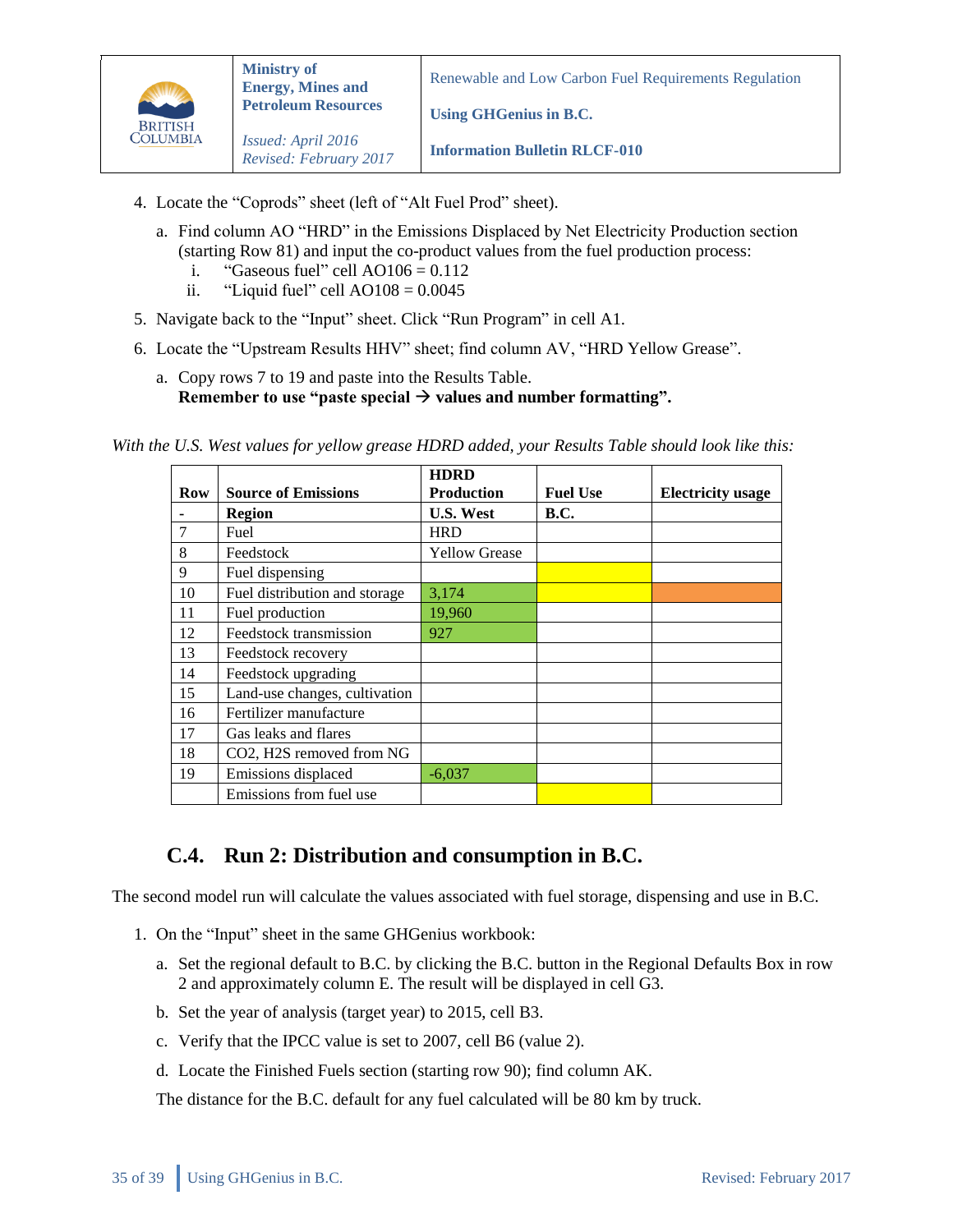4. Locate the "Coprods" sheet (left of "Alt Fuel Prod" sheet).
   a. Find column AO "HRD" in the Emissions Displaced by Net Electricity Production section (starting Row 81) and input the co-product values from the fuel production process:
      i. "Gaseous fuel" cell AO106 = 0.112
      ii. "Liquid fuel" cell AO108 = 0.0045
5. Navigate back to the "Input" sheet. Click "Run Program" in cell A1.
6. Locate the "Upstream Results HHV" sheet; find column AV, "HRD Yellow Grease".
   a. Copy rows 7 to 19 and paste into the Results Table.
      **Remember to use "paste special → values and number formatting".**

*With the U.S. West values for yellow grease HDRD added, your Results Table should look like this:*

| Row | Source of Emissions | HDRD Production | Fuel Use | Electricity usage |
|---|---|---|---|---|
| - | **Region** | **U.S. West** | **B.C.** | |
| 7 | Fuel | HRD | | |
| 8 | Feedstock | Yellow Grease | | |
| 9 | Fuel dispensing | | | |
| 10 | Fuel distribution and storage | 3,174 | | |
| 11 | Fuel production | 19,960 | | |
| 12 | Feedstock transmission | 927 | | |
| 13 | Feedstock recovery | | | |
| 14 | Feedstock upgrading | | | |
| 15 | Land-use changes, cultivation | | | |
| 16 | Fertilizer manufacture | | | |
| 17 | Gas leaks and flares | | | |
| 18 | CO2, H2S removed from NG | | | |
| 19 | Emissions displaced | -6,037 | | |
| | Emissions from fuel use | | | |

## C.4. Run 2: Distribution and consumption in B.C.

The second model run will calculate the values associated with fuel storage, dispensing and use in B.C.

1. On the "Input" sheet in the same GHGenius workbook:
   a. Set the regional default to B.C. by clicking the B.C. button in the Regional Defaults Box in row 2 and approximately column E. The result will be displayed in cell G3.
   b. Set the year of analysis (target year) to 2015, cell B3.
   c. Verify that the IPCC value is set to 2007, cell B6 (value 2).
   d. Locate the Finished Fuels section (starting row 90); find column AK.

   The distance for the B.C. default for any fuel calculated will be 80 km by truck.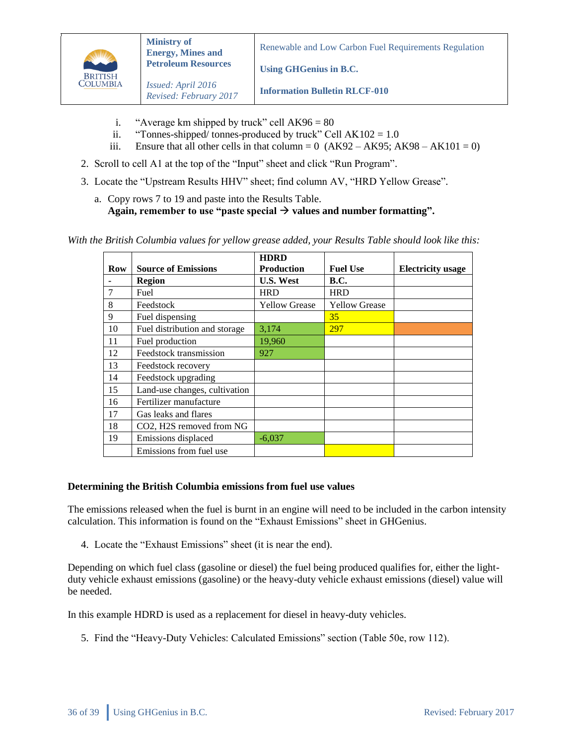i. "Average km shipped by truck" cell AK96 = 80
   ii. "Tonnes-shipped/ tonnes-produced by truck" Cell AK102 = 1.0
   iii. Ensure that all other cells in that column = 0 (AK92 – AK95; AK98 – AK101 = 0)

2. Scroll to cell A1 at the top of the "Input" sheet and click "Run Program".
3. Locate the "Upstream Results HHV" sheet; find column AV, "HRD Yellow Grease".
   a. Copy rows 7 to 19 and paste into the Results Table.
   **Again, remember to use "paste special → values and number formatting".**

*With the British Columbia values for yellow grease added, your Results Table should look like this:*

| Row | Source of Emissions | HDRD Production | Fuel Use | Electricity usage |
|---|---|---|---|---|
| - | **Region** | **U.S. West** | **B.C.** | |
| 7 | Fuel | HRD | HRD | |
| 8 | Feedstock | Yellow Grease | Yellow Grease | |
| 9 | Fuel dispensing | | 35 | |
| 10 | Fuel distribution and storage | 3,174 | 297 | |
| 11 | Fuel production | 19,960 | | |
| 12 | Feedstock transmission | 927 | | |
| 13 | Feedstock recovery | | | |
| 14 | Feedstock upgrading | | | |
| 15 | Land-use changes, cultivation | | | |
| 16 | Fertilizer manufacture | | | |
| 17 | Gas leaks and flares | | | |
| 18 | CO2, H2S removed from NG | | | |
| 19 | Emissions displaced | -6,037 | | |
| | Emissions from fuel use | | | |

**Determining the British Columbia emissions from fuel use values**

The emissions released when the fuel is burnt in an engine will need to be included in the carbon intensity calculation. This information is found on the "Exhaust Emissions" sheet in GHGenius.

4. Locate the "Exhaust Emissions" sheet (it is near the end).

Depending on which fuel class (gasoline or diesel) the fuel being produced qualifies for, either the light-duty vehicle exhaust emissions (gasoline) or the heavy-duty vehicle exhaust emissions (diesel) value will be needed.

In this example HDRD is used as a replacement for diesel in heavy-duty vehicles.

5. Find the "Heavy-Duty Vehicles: Calculated Emissions" section (Table 50e, row 112).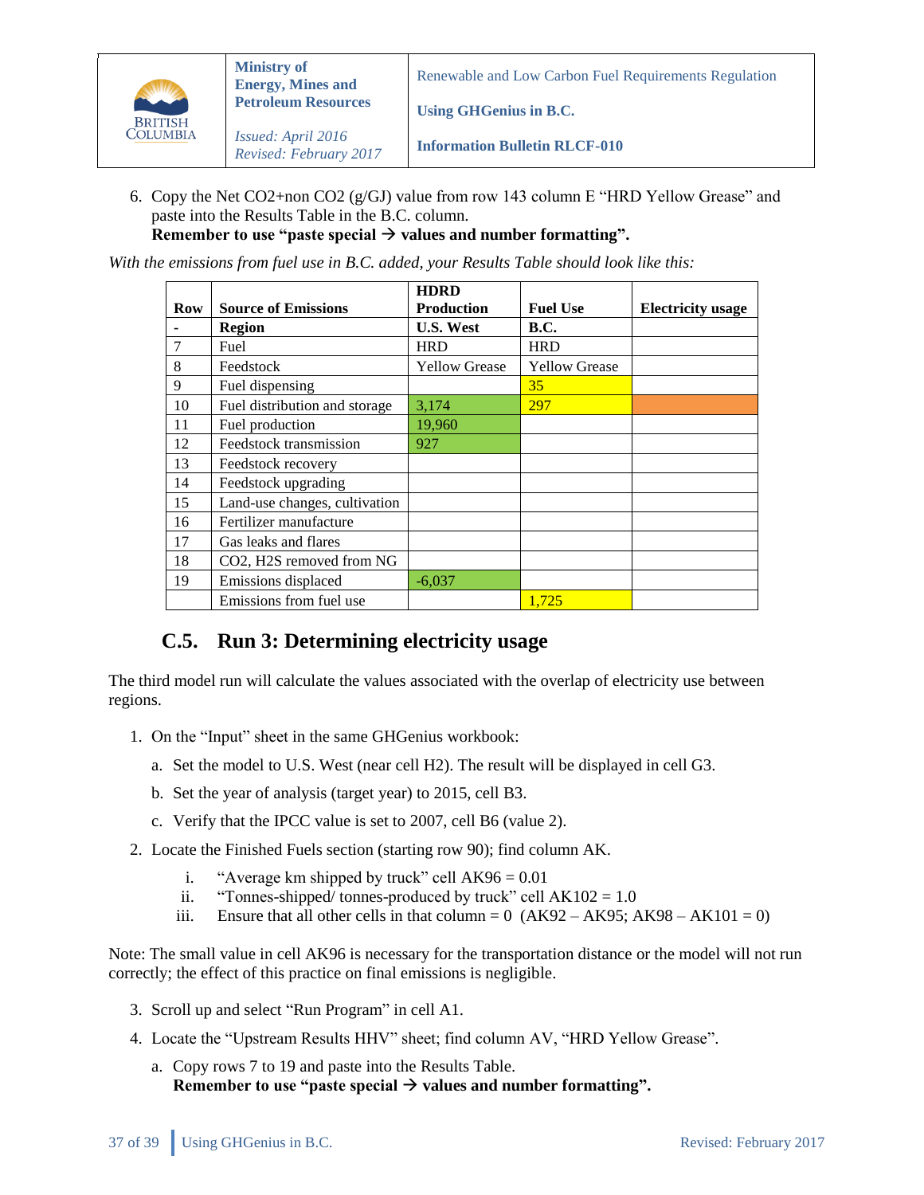6. Copy the Net CO2+non CO2 (g/GJ) value from row 143 column E "HRD Yellow Grease" and paste into the Results Table in the B.C. column.
   **Remember to use "paste special → values and number formatting".**

*With the emissions from fuel use in B.C. added, your Results Table should look like this:*

| Row | Source of Emissions | HDRD Production | Fuel Use | Electricity usage |
|---|---|---|---|---|
| - | **Region** | **U.S. West** | **B.C.** | |
| 7 | Fuel | HRD | HRD | |
| 8 | Feedstock | Yellow Grease | Yellow Grease | |
| 9 | Fuel dispensing | | 35 | |
| 10 | Fuel distribution and storage | 3,174 | 297 | |
| 11 | Fuel production | 19,960 | | |
| 12 | Feedstock transmission | 927 | | |
| 13 | Feedstock recovery | | | |
| 14 | Feedstock upgrading | | | |
| 15 | Land-use changes, cultivation | | | |
| 16 | Fertilizer manufacture | | | |
| 17 | Gas leaks and flares | | | |
| 18 | CO2, H2S removed from NG | | | |
| 19 | Emissions displaced | -6,037 | | |
| | Emissions from fuel use | | 1,725 | |

## C.5. Run 3: Determining electricity usage

The third model run will calculate the values associated with the overlap of electricity use between regions.

1. On the "Input" sheet in the same GHGenius workbook:
   a. Set the model to U.S. West (near cell H2). The result will be displayed in cell G3.
   b. Set the year of analysis (target year) to 2015, cell B3.
   c. Verify that the IPCC value is set to 2007, cell B6 (value 2).
2. Locate the Finished Fuels section (starting row 90); find column AK.
   i. "Average km shipped by truck" cell AK96 = 0.01
   ii. "Tonnes-shipped/ tonnes-produced by truck" cell AK102 = 1.0
   iii. Ensure that all other cells in that column = 0 (AK92 – AK95; AK98 – AK101 = 0)

Note: The small value in cell AK96 is necessary for the transportation distance or the model will not run correctly; the effect of this practice on final emissions is negligible.

3. Scroll up and select "Run Program" in cell A1.
4. Locate the "Upstream Results HHV" sheet; find column AV, "HRD Yellow Grease".
   a. Copy rows 7 to 19 and paste into the Results Table.
   **Remember to use "paste special → values and number formatting".**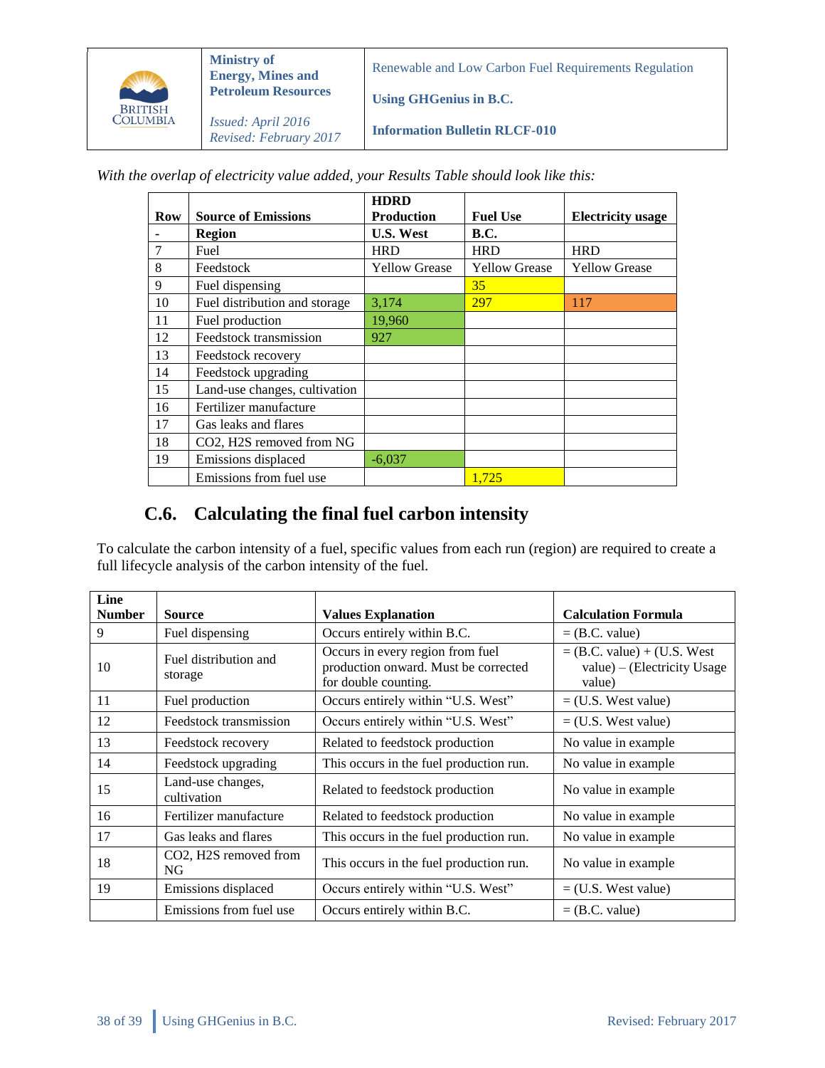*With the overlap of electricity value added, your Results Table should look like this:*

| Row | Source of Emissions | HDRD Production | Fuel Use | Electricity usage |
|---|---|---|---|---|
| - | **Region** | **U.S. West** | **B.C.** | |
| 7 | Fuel | HRD | HRD | HRD |
| 8 | Feedstock | Yellow Grease | Yellow Grease | Yellow Grease |
| 9 | Fuel dispensing | | 35 | |
| 10 | Fuel distribution and storage | 3,174 | 297 | 117 |
| 11 | Fuel production | 19,960 | | |
| 12 | Feedstock transmission | 927 | | |
| 13 | Feedstock recovery | | | |
| 14 | Feedstock upgrading | | | |
| 15 | Land-use changes, cultivation | | | |
| 16 | Fertilizer manufacture | | | |
| 17 | Gas leaks and flares | | | |
| 18 | CO2, H2S removed from NG | | | |
| 19 | Emissions displaced | -6,037 | | |
| | Emissions from fuel use | | 1,725 | |

## C.6. Calculating the final fuel carbon intensity

To calculate the carbon intensity of a fuel, specific values from each run (region) are required to create a full lifecycle analysis of the carbon intensity of the fuel.

| Line Number | Source | Values Explanation | Calculation Formula |
|---|---|---|---|
| 9 | Fuel dispensing | Occurs entirely within B.C. | = (B.C. value) |
| 10 | Fuel distribution and storage | Occurs in every region from fuel production onward. Must be corrected for double counting. | = (B.C. value) + (U.S. West value) – (Electricity Usage value) |
| 11 | Fuel production | Occurs entirely within "U.S. West" | = (U.S. West value) |
| 12 | Feedstock transmission | Occurs entirely within "U.S. West" | = (U.S. West value) |
| 13 | Feedstock recovery | Related to feedstock production | No value in example |
| 14 | Feedstock upgrading | This occurs in the fuel production run. | No value in example |
| 15 | Land-use changes, cultivation | Related to feedstock production | No value in example |
| 16 | Fertilizer manufacture | Related to feedstock production | No value in example |
| 17 | Gas leaks and flares | This occurs in the fuel production run. | No value in example |
| 18 | CO2, H2S removed from NG | This occurs in the fuel production run. | No value in example |
| 19 | Emissions displaced | Occurs entirely within "U.S. West" | = (U.S. West value) |
| | Emissions from fuel use | Occurs entirely within B.C. | = (B.C. value) |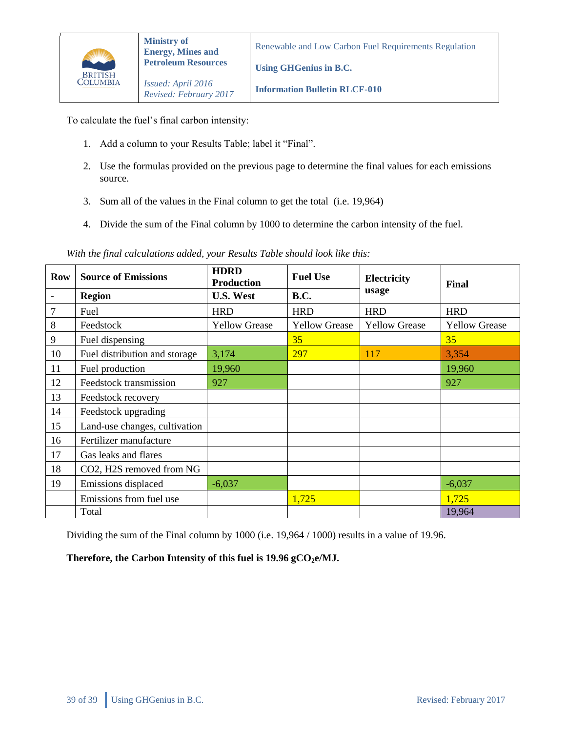To calculate the fuel's final carbon intensity:

1. Add a column to your Results Table; label it "Final".
2. Use the formulas provided on the previous page to determine the final values for each emissions source.
3. Sum all of the values in the Final column to get the total (i.e. 19,964)
4. Divide the sum of the Final column by 1000 to determine the carbon intensity of the fuel.

*With the final calculations added, your Results Table should look like this:*

| Row | Source of Emissions | HDRD Production | Fuel Use | Electricity usage | Final |
|---|---|---|---|---|---|
| - | Region | U.S. West | B.C. | | |
| 7 | Fuel | HRD | HRD | HRD | HRD |
| 8 | Feedstock | Yellow Grease | Yellow Grease | Yellow Grease | Yellow Grease |
| 9 | Fuel dispensing | | 35 | | 35 |
| 10 | Fuel distribution and storage | 3,174 | 297 | 117 | 3,354 |
| 11 | Fuel production | 19,960 | | | 19,960 |
| 12 | Feedstock transmission | 927 | | | 927 |
| 13 | Feedstock recovery | | | | |
| 14 | Feedstock upgrading | | | | |
| 15 | Land-use changes, cultivation | | | | |
| 16 | Fertilizer manufacture | | | | |
| 17 | Gas leaks and flares | | | | |
| 18 | CO2, H2S removed from NG | | | | |
| 19 | Emissions displaced | -6,037 | | | -6,037 |
| | Emissions from fuel use | | 1,725 | | 1,725 |
| | Total | | | | 19,964 |

Dividing the sum of the Final column by 1000 (i.e. 19,964 / 1000) results in a value of 19.96.

**Therefore, the Carbon Intensity of this fuel is 19.96 g$CO_2$e/MJ.**